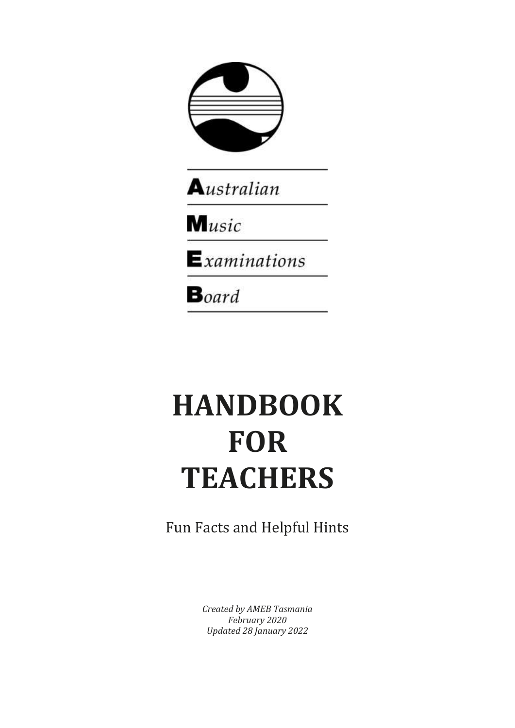Australian

Music

Examinations

Board

# HANDBOOK FOR TEACHERS

Fun Facts and Helpful Hints

*Created by AMEB Tasmania*
*February 2020*
*Updated 28 January 2022*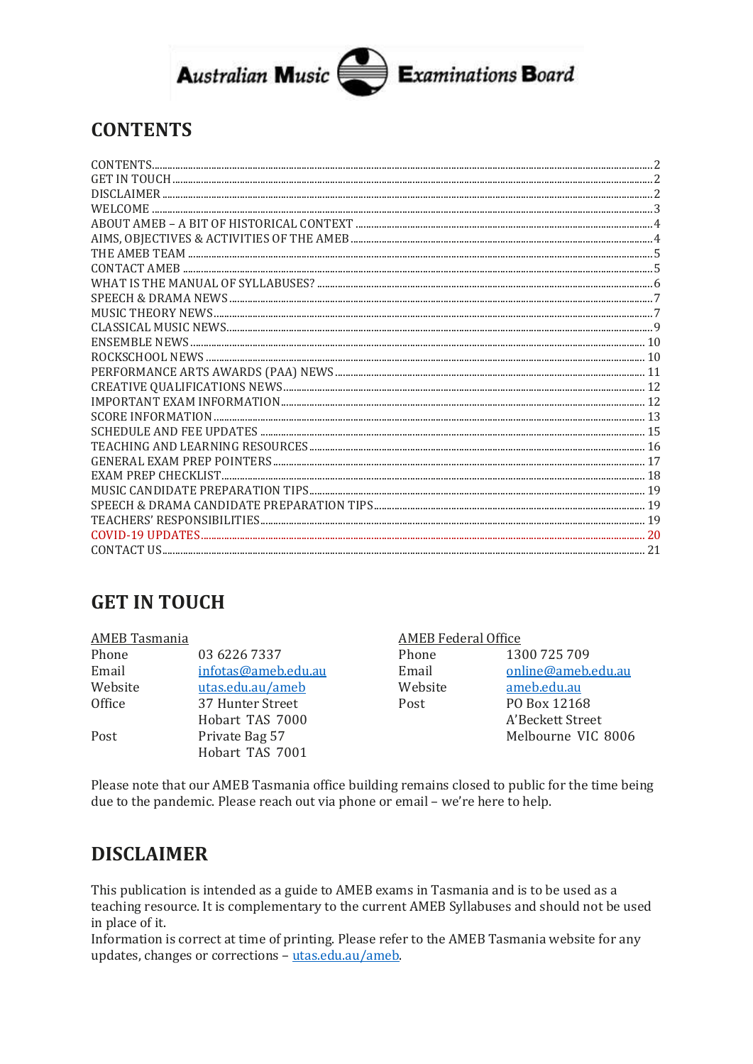Australian Music Examinations Board

# CONTENTS

| | |
|---|---|
| CONTENTS | 2 |
| GET IN TOUCH | 2 |
| DISCLAIMER | 2 |
| WELCOME | 3 |
| ABOUT AMEB – A BIT OF HISTORICAL CONTEXT | 4 |
| AIMS, OBJECTIVES & ACTIVITIES OF THE AMEB | 4 |
| THE AMEB TEAM | 5 |
| CONTACT AMEB | 5 |
| WHAT IS THE MANUAL OF SYLLABUSES? | 6 |
| SPEECH & DRAMA NEWS | 7 |
| MUSIC THEORY NEWS | 7 |
| CLASSICAL MUSIC NEWS | 9 |
| ENSEMBLE NEWS | 10 |
| ROCKSCHOOL NEWS | 10 |
| PERFORMANCE ARTS AWARDS (PAA) NEWS | 11 |
| CREATIVE QUALIFICATIONS NEWS | 12 |
| IMPORTANT EXAM INFORMATION | 12 |
| SCORE INFORMATION | 13 |
| SCHEDULE AND FEE UPDATES | 15 |
| TEACHING AND LEARNING RESOURCES | 16 |
| GENERAL EXAM PREP POINTERS | 17 |
| EXAM PREP CHECKLIST | 18 |
| MUSIC CANDIDATE PREPARATION TIPS | 19 |
| SPEECH & DRAMA CANDIDATE PREPARATION TIPS | 19 |
| TEACHERS' RESPONSIBILITIES | 19 |
| COVID-19 UPDATES | 20 |
| CONTACT US | 21 |

# GET IN TOUCH

AMEB Tasmania

| | |
|---|---|
| Phone | 03 6226 7337 |
| Email | infotas@ameb.edu.au |
| Website | utas.edu.au/ameb |
| Office | 37 Hunter Street<br>Hobart TAS 7000 |
| Post | Private Bag 57<br>Hobart TAS 7001 |

AMEB Federal Office

| | |
|---|---|
| Phone | 1300 725 709 |
| Email | online@ameb.edu.au |
| Website | ameb.edu.au |
| Post | PO Box 12168<br>A'Beckett Street<br>Melbourne VIC 8006 |

Please note that our AMEB Tasmania office building remains closed to public for the time being due to the pandemic. Please reach out via phone or email – we're here to help.

# DISCLAIMER

This publication is intended as a guide to AMEB exams in Tasmania and is to be used as a teaching resource. It is complementary to the current AMEB Syllabuses and should not be used in place of it.
Information is correct at time of printing. Please refer to the AMEB Tasmania website for any updates, changes or corrections – utas.edu.au/ameb.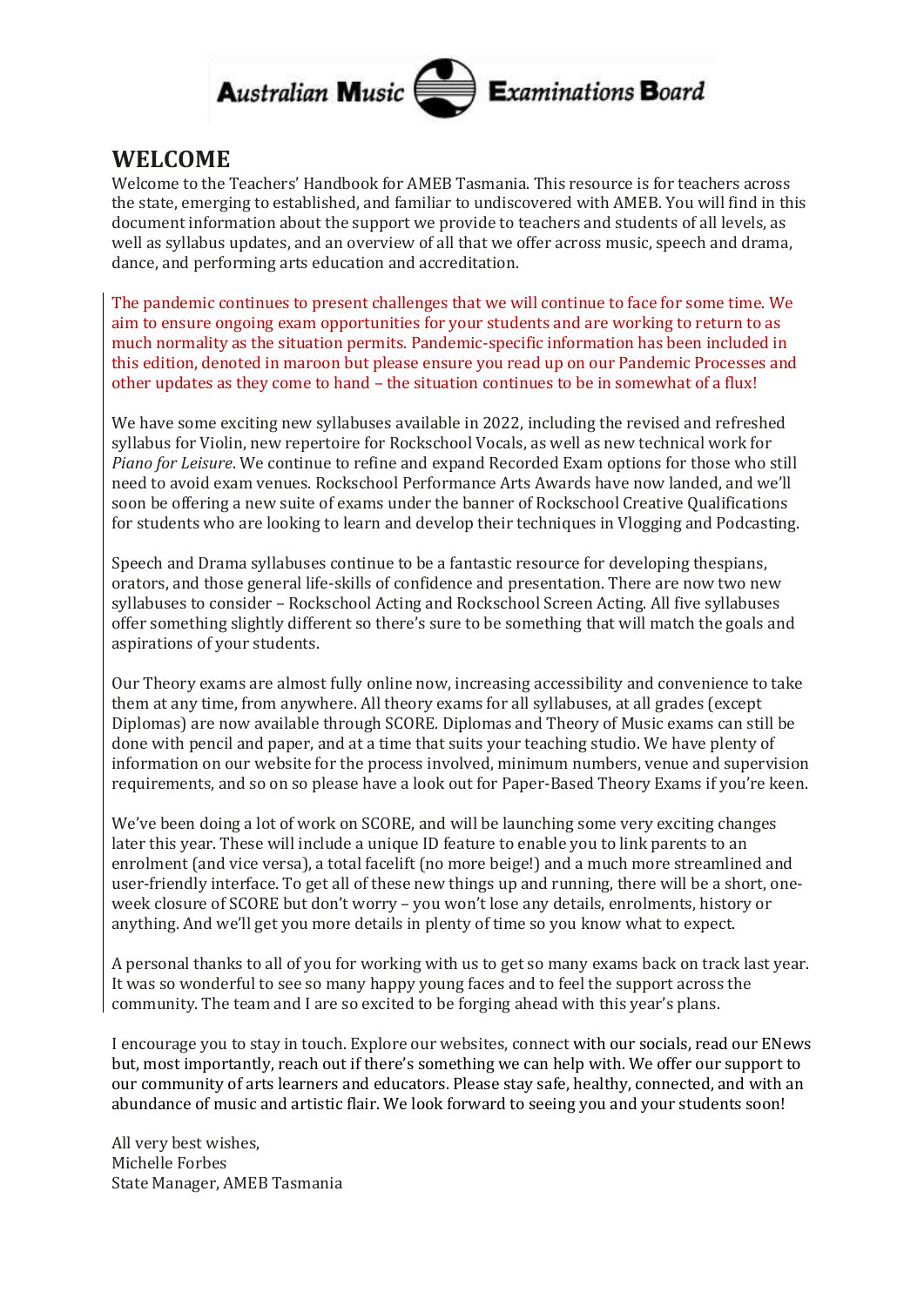# WELCOME

Welcome to the Teachers' Handbook for AMEB Tasmania. This resource is for teachers across the state, emerging to established, and familiar to undiscovered with AMEB. You will find in this document information about the support we provide to teachers and students of all levels, as well as syllabus updates, and an overview of all that we offer across music, speech and drama, dance, and performing arts education and accreditation.

The pandemic continues to present challenges that we will continue to face for some time. We aim to ensure ongoing exam opportunities for your students and are working to return to as much normality as the situation permits. Pandemic-specific information has been included in this edition, denoted in maroon but please ensure you read up on our Pandemic Processes and other updates as they come to hand – the situation continues to be in somewhat of a flux!

We have some exciting new syllabuses available in 2022, including the revised and refreshed syllabus for Violin, new repertoire for Rockschool Vocals, as well as new technical work for *Piano for Leisure*. We continue to refine and expand Recorded Exam options for those who still need to avoid exam venues. Rockschool Performance Arts Awards have now landed, and we'll soon be offering a new suite of exams under the banner of Rockschool Creative Qualifications for students who are looking to learn and develop their techniques in Vlogging and Podcasting.

Speech and Drama syllabuses continue to be a fantastic resource for developing thespians, orators, and those general life-skills of confidence and presentation. There are now two new syllabuses to consider – Rockschool Acting and Rockschool Screen Acting. All five syllabuses offer something slightly different so there's sure to be something that will match the goals and aspirations of your students.

Our Theory exams are almost fully online now, increasing accessibility and convenience to take them at any time, from anywhere. All theory exams for all syllabuses, at all grades (except Diplomas) are now available through SCORE. Diplomas and Theory of Music exams can still be done with pencil and paper, and at a time that suits your teaching studio. We have plenty of information on our website for the process involved, minimum numbers, venue and supervision requirements, and so on so please have a look out for Paper-Based Theory Exams if you're keen.

We've been doing a lot of work on SCORE, and will be launching some very exciting changes later this year. These will include a unique ID feature to enable you to link parents to an enrolment (and vice versa), a total facelift (no more beige!) and a much more streamlined and user-friendly interface. To get all of these new things up and running, there will be a short, one-week closure of SCORE but don't worry – you won't lose any details, enrolments, history or anything. And we'll get you more details in plenty of time so you know what to expect.

A personal thanks to all of you for working with us to get so many exams back on track last year. It was so wonderful to see so many happy young faces and to feel the support across the community. The team and I are so excited to be forging ahead with this year's plans.

I encourage you to stay in touch. Explore our websites, connect with our socials, read our ENews but, most importantly, reach out if there's something we can help with. We offer our support to our community of arts learners and educators. Please stay safe, healthy, connected, and with an abundance of music and artistic flair. We look forward to seeing you and your students soon!

All very best wishes,
Michelle Forbes
State Manager, AMEB Tasmania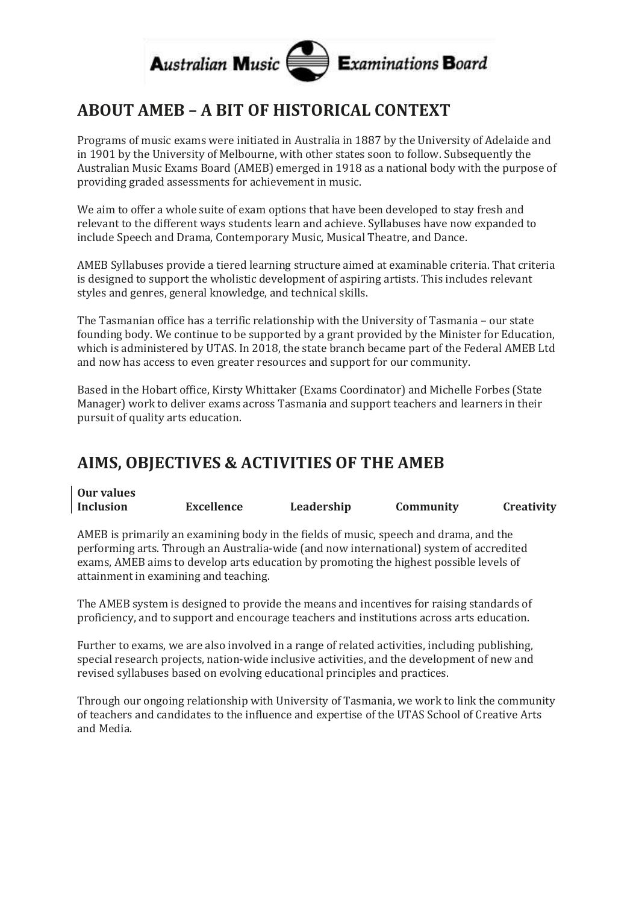Australian Music Examinations Board

## ABOUT AMEB – A BIT OF HISTORICAL CONTEXT

Programs of music exams were initiated in Australia in 1887 by the University of Adelaide and in 1901 by the University of Melbourne, with other states soon to follow. Subsequently the Australian Music Exams Board (AMEB) emerged in 1918 as a national body with the purpose of providing graded assessments for achievement in music.

We aim to offer a whole suite of exam options that have been developed to stay fresh and relevant to the different ways students learn and achieve. Syllabuses have now expanded to include Speech and Drama, Contemporary Music, Musical Theatre, and Dance.

AMEB Syllabuses provide a tiered learning structure aimed at examinable criteria. That criteria is designed to support the wholistic development of aspiring artists. This includes relevant styles and genres, general knowledge, and technical skills.

The Tasmanian office has a terrific relationship with the University of Tasmania – our state founding body. We continue to be supported by a grant provided by the Minister for Education, which is administered by UTAS. In 2018, the state branch became part of the Federal AMEB Ltd and now has access to even greater resources and support for our community.

Based in the Hobart office, Kirsty Whittaker (Exams Coordinator) and Michelle Forbes (State Manager) work to deliver exams across Tasmania and support teachers and learners in their pursuit of quality arts education.

## AIMS, OBJECTIVES & ACTIVITIES OF THE AMEB

**Our values**

**Inclusion** **Excellence** **Leadership** **Community** **Creativity**

AMEB is primarily an examining body in the fields of music, speech and drama, and the performing arts. Through an Australia-wide (and now international) system of accredited exams, AMEB aims to develop arts education by promoting the highest possible levels of attainment in examining and teaching.

The AMEB system is designed to provide the means and incentives for raising standards of proficiency, and to support and encourage teachers and institutions across arts education.

Further to exams, we are also involved in a range of related activities, including publishing, special research projects, nation-wide inclusive activities, and the development of new and revised syllabuses based on evolving educational principles and practices.

Through our ongoing relationship with University of Tasmania, we work to link the community of teachers and candidates to the influence and expertise of the UTAS School of Creative Arts and Media.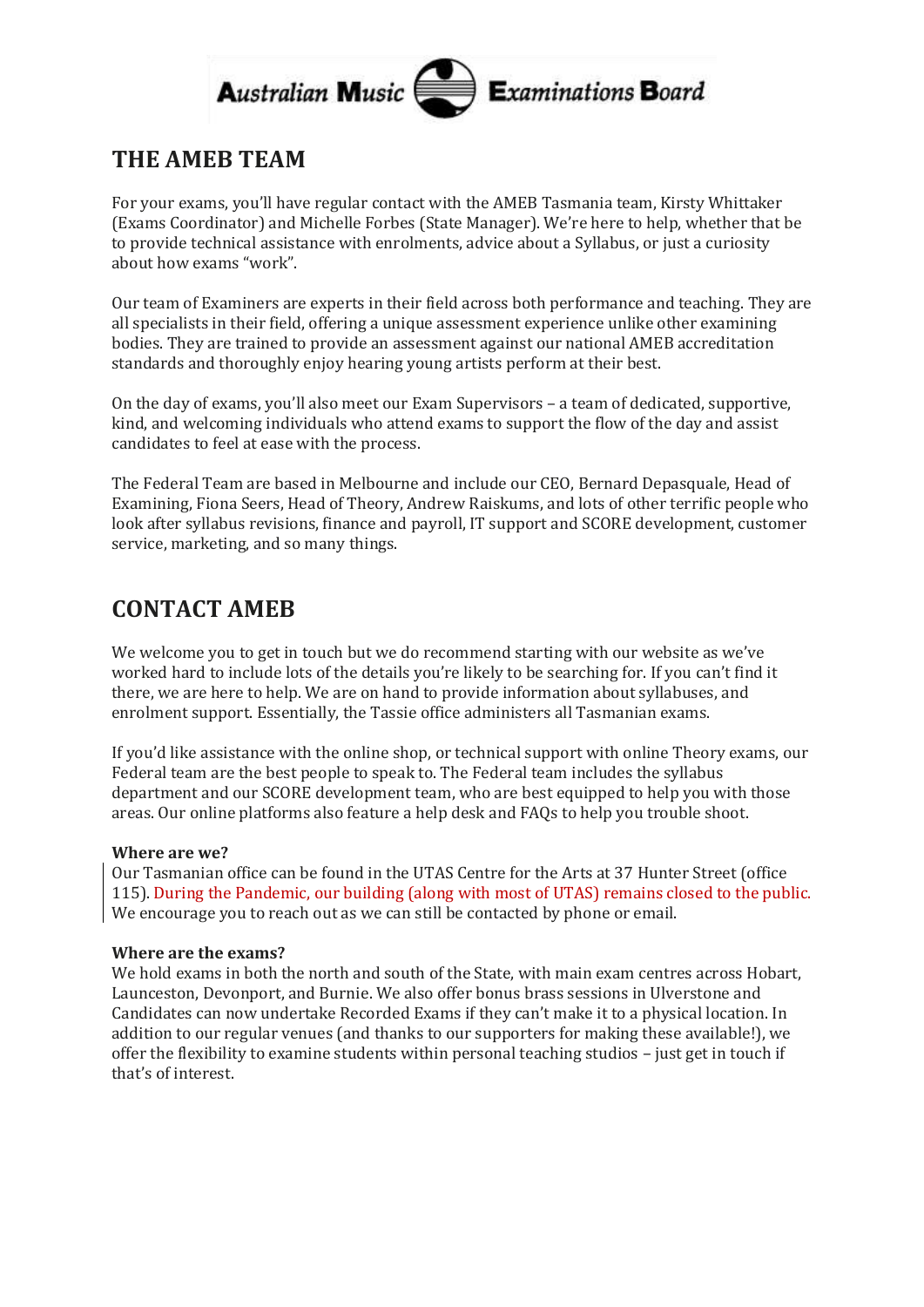## THE AMEB TEAM

For your exams, you'll have regular contact with the AMEB Tasmania team, Kirsty Whittaker (Exams Coordinator) and Michelle Forbes (State Manager). We're here to help, whether that be to provide technical assistance with enrolments, advice about a Syllabus, or just a curiosity about how exams "work".

Our team of Examiners are experts in their field across both performance and teaching. They are all specialists in their field, offering a unique assessment experience unlike other examining bodies. They are trained to provide an assessment against our national AMEB accreditation standards and thoroughly enjoy hearing young artists perform at their best.

On the day of exams, you'll also meet our Exam Supervisors – a team of dedicated, supportive, kind, and welcoming individuals who attend exams to support the flow of the day and assist candidates to feel at ease with the process.

The Federal Team are based in Melbourne and include our CEO, Bernard Depasquale, Head of Examining, Fiona Seers, Head of Theory, Andrew Raiskums, and lots of other terrific people who look after syllabus revisions, finance and payroll, IT support and SCORE development, customer service, marketing, and so many things.

## CONTACT AMEB

We welcome you to get in touch but we do recommend starting with our website as we've worked hard to include lots of the details you're likely to be searching for. If you can't find it there, we are here to help. We are on hand to provide information about syllabuses, and enrolment support. Essentially, the Tassie office administers all Tasmanian exams.

If you'd like assistance with the online shop, or technical support with online Theory exams, our Federal team are the best people to speak to. The Federal team includes the syllabus department and our SCORE development team, who are best equipped to help you with those areas. Our online platforms also feature a help desk and FAQs to help you trouble shoot.

**Where are we?**

Our Tasmanian office can be found in the UTAS Centre for the Arts at 37 Hunter Street (office 115). During the Pandemic, our building (along with most of UTAS) remains closed to the public. We encourage you to reach out as we can still be contacted by phone or email.

**Where are the exams?**

We hold exams in both the north and south of the State, with main exam centres across Hobart, Launceston, Devonport, and Burnie. We also offer bonus brass sessions in Ulverstone and Candidates can now undertake Recorded Exams if they can't make it to a physical location. In addition to our regular venues (and thanks to our supporters for making these available!), we offer the flexibility to examine students within personal teaching studios – just get in touch if that's of interest.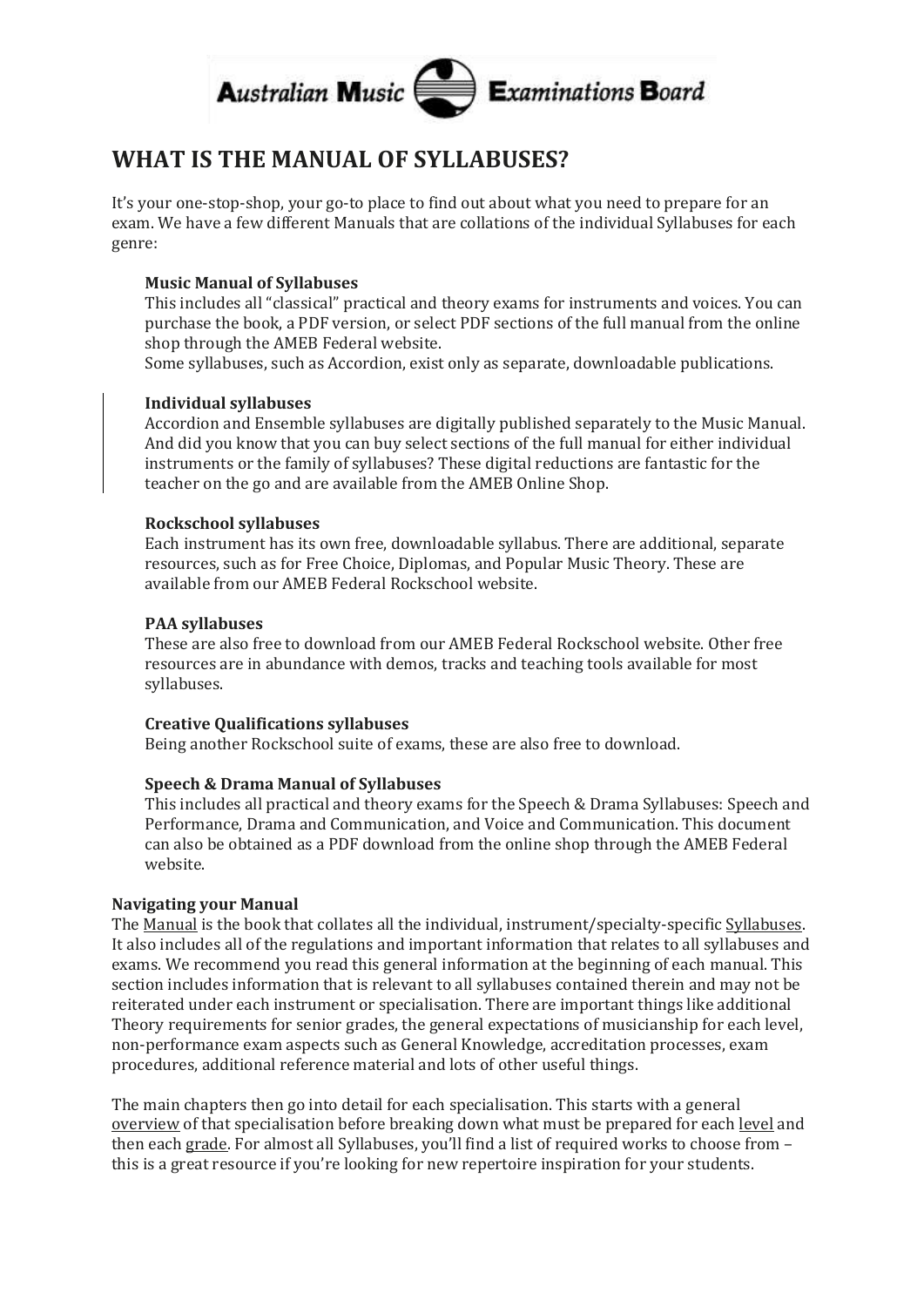Australian Music Examinations Board

# WHAT IS THE MANUAL OF SYLLABUSES?

It's your one-stop-shop, your go-to place to find out about what you need to prepare for an exam. We have a few different Manuals that are collations of the individual Syllabuses for each genre:

**Music Manual of Syllabuses**
This includes all "classical" practical and theory exams for instruments and voices. You can purchase the book, a PDF version, or select PDF sections of the full manual from the online shop through the AMEB Federal website.
Some syllabuses, such as Accordion, exist only as separate, downloadable publications.

**Individual syllabuses**
Accordion and Ensemble syllabuses are digitally published separately to the Music Manual. And did you know that you can buy select sections of the full manual for either individual instruments or the family of syllabuses? These digital reductions are fantastic for the teacher on the go and are available from the AMEB Online Shop.

**Rockschool syllabuses**
Each instrument has its own free, downloadable syllabus. There are additional, separate resources, such as for Free Choice, Diplomas, and Popular Music Theory. These are available from our AMEB Federal Rockschool website.

**PAA syllabuses**
These are also free to download from our AMEB Federal Rockschool website. Other free resources are in abundance with demos, tracks and teaching tools available for most syllabuses.

**Creative Qualifications syllabuses**
Being another Rockschool suite of exams, these are also free to download.

**Speech & Drama Manual of Syllabuses**
This includes all practical and theory exams for the Speech & Drama Syllabuses: Speech and Performance, Drama and Communication, and Voice and Communication. This document can also be obtained as a PDF download from the online shop through the AMEB Federal website.

**Navigating your Manual**
The Manual is the book that collates all the individual, instrument/specialty-specific Syllabuses. It also includes all of the regulations and important information that relates to all syllabuses and exams. We recommend you read this general information at the beginning of each manual. This section includes information that is relevant to all syllabuses contained therein and may not be reiterated under each instrument or specialisation. There are important things like additional Theory requirements for senior grades, the general expectations of musicianship for each level, non-performance exam aspects such as General Knowledge, accreditation processes, exam procedures, additional reference material and lots of other useful things.

The main chapters then go into detail for each specialisation. This starts with a general overview of that specialisation before breaking down what must be prepared for each level and then each grade. For almost all Syllabuses, you'll find a list of required works to choose from – this is a great resource if you're looking for new repertoire inspiration for your students.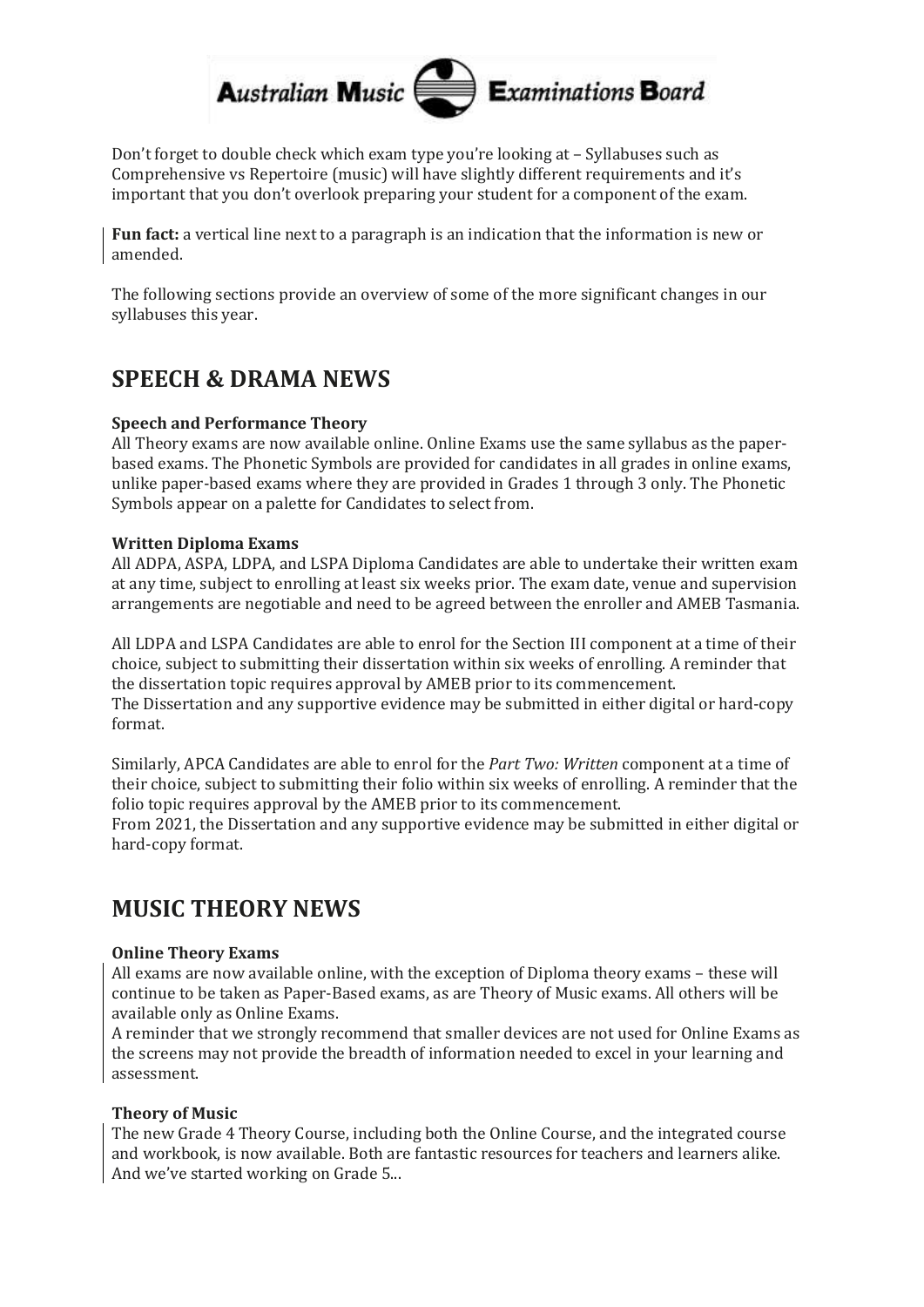Don't forget to double check which exam type you're looking at – Syllabuses such as Comprehensive vs Repertoire (music) will have slightly different requirements and it's important that you don't overlook preparing your student for a component of the exam.

**Fun fact:** a vertical line next to a paragraph is an indication that the information is new or amended.

The following sections provide an overview of some of the more significant changes in our syllabuses this year.

## SPEECH & DRAMA NEWS

**Speech and Performance Theory**

All Theory exams are now available online. Online Exams use the same syllabus as the paper-based exams. The Phonetic Symbols are provided for candidates in all grades in online exams, unlike paper-based exams where they are provided in Grades 1 through 3 only. The Phonetic Symbols appear on a palette for Candidates to select from.

**Written Diploma Exams**

All ADPA, ASPA, LDPA, and LSPA Diploma Candidates are able to undertake their written exam at any time, subject to enrolling at least six weeks prior. The exam date, venue and supervision arrangements are negotiable and need to be agreed between the enroller and AMEB Tasmania.

All LDPA and LSPA Candidates are able to enrol for the Section III component at a time of their choice, subject to submitting their dissertation within six weeks of enrolling. A reminder that the dissertation topic requires approval by AMEB prior to its commencement.
The Dissertation and any supportive evidence may be submitted in either digital or hard-copy format.

Similarly, APCA Candidates are able to enrol for the *Part Two: Written* component at a time of their choice, subject to submitting their folio within six weeks of enrolling. A reminder that the folio topic requires approval by the AMEB prior to its commencement.
From 2021, the Dissertation and any supportive evidence may be submitted in either digital or hard-copy format.

## MUSIC THEORY NEWS

**Online Theory Exams**

All exams are now available online, with the exception of Diploma theory exams – these will continue to be taken as Paper-Based exams, as are Theory of Music exams. All others will be available only as Online Exams.
A reminder that we strongly recommend that smaller devices are not used for Online Exams as the screens may not provide the breadth of information needed to excel in your learning and assessment.

**Theory of Music**

The new Grade 4 Theory Course, including both the Online Course, and the integrated course and workbook, is now available. Both are fantastic resources for teachers and learners alike. And we've started working on Grade 5…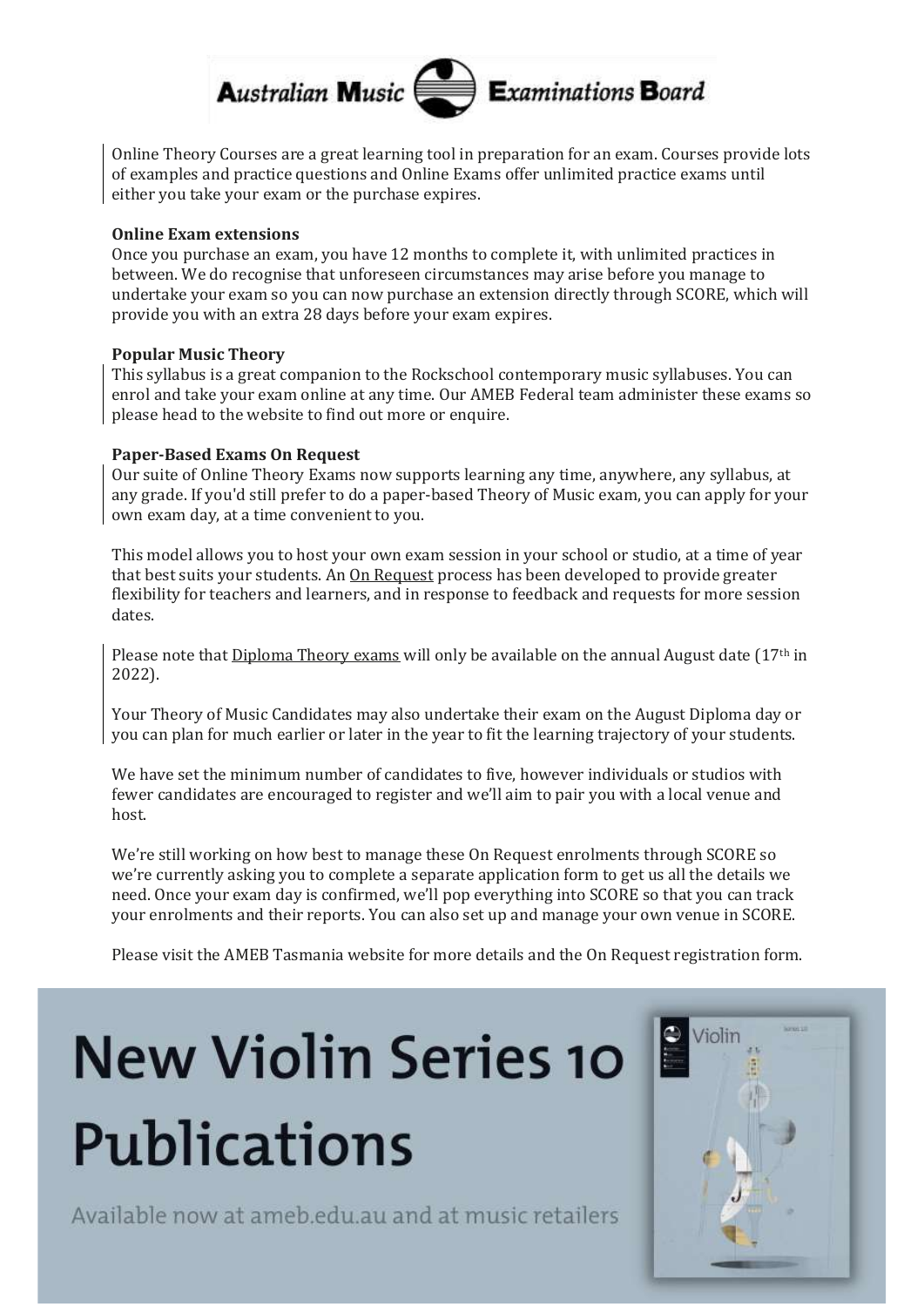Online Theory Courses are a great learning tool in preparation for an exam. Courses provide lots of examples and practice questions and Online Exams offer unlimited practice exams until either you take your exam or the purchase expires.

**Online Exam extensions**

Once you purchase an exam, you have 12 months to complete it, with unlimited practices in between. We do recognise that unforeseen circumstances may arise before you manage to undertake your exam so you can now purchase an extension directly through SCORE, which will provide you with an extra 28 days before your exam expires.

**Popular Music Theory**

This syllabus is a great companion to the Rockschool contemporary music syllabuses. You can enrol and take your exam online at any time. Our AMEB Federal team administer these exams so please head to the website to find out more or enquire.

**Paper-Based Exams On Request**

Our suite of Online Theory Exams now supports learning any time, anywhere, any syllabus, at any grade. If you'd still prefer to do a paper-based Theory of Music exam, you can apply for your own exam day, at a time convenient to you.

This model allows you to host your own exam session in your school or studio, at a time of year that best suits your students. An On Request process has been developed to provide greater flexibility for teachers and learners, and in response to feedback and requests for more session dates.

Please note that Diploma Theory exams will only be available on the annual August date (17th in 2022).

Your Theory of Music Candidates may also undertake their exam on the August Diploma day or you can plan for much earlier or later in the year to fit the learning trajectory of your students.

We have set the minimum number of candidates to five, however individuals or studios with fewer candidates are encouraged to register and we'll aim to pair you with a local venue and host.

We're still working on how best to manage these On Request enrolments through SCORE so we're currently asking you to complete a separate application form to get us all the details we need. Once your exam day is confirmed, we'll pop everything into SCORE so that you can track your enrolments and their reports. You can also set up and manage your own venue in SCORE.

Please visit the AMEB Tasmania website for more details and the On Request registration form.

# New Violin Series 10 Publications

Available now at ameb.edu.au and at music retailers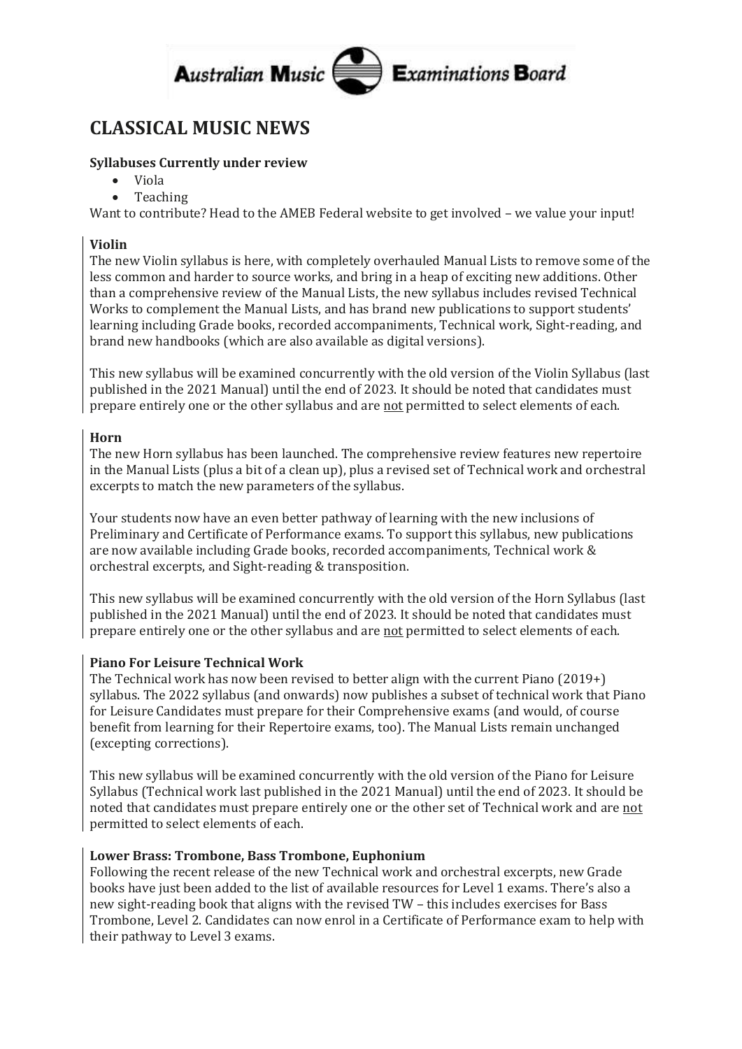Australian Music Examinations Board

# CLASSICAL MUSIC NEWS

**Syllabuses Currently under review**

- Viola
- Teaching

Want to contribute? Head to the AMEB Federal website to get involved – we value your input!

**Violin**

The new Violin syllabus is here, with completely overhauled Manual Lists to remove some of the less common and harder to source works, and bring in a heap of exciting new additions. Other than a comprehensive review of the Manual Lists, the new syllabus includes revised Technical Works to complement the Manual Lists, and has brand new publications to support students' learning including Grade books, recorded accompaniments, Technical work, Sight-reading, and brand new handbooks (which are also available as digital versions).

This new syllabus will be examined concurrently with the old version of the Violin Syllabus (last published in the 2021 Manual) until the end of 2023. It should be noted that candidates must prepare entirely one or the other syllabus and are not permitted to select elements of each.

**Horn**

The new Horn syllabus has been launched. The comprehensive review features new repertoire in the Manual Lists (plus a bit of a clean up), plus a revised set of Technical work and orchestral excerpts to match the new parameters of the syllabus.

Your students now have an even better pathway of learning with the new inclusions of Preliminary and Certificate of Performance exams. To support this syllabus, new publications are now available including Grade books, recorded accompaniments, Technical work & orchestral excerpts, and Sight-reading & transposition.

This new syllabus will be examined concurrently with the old version of the Horn Syllabus (last published in the 2021 Manual) until the end of 2023. It should be noted that candidates must prepare entirely one or the other syllabus and are not permitted to select elements of each.

**Piano For Leisure Technical Work**

The Technical work has now been revised to better align with the current Piano (2019+) syllabus. The 2022 syllabus (and onwards) now publishes a subset of technical work that Piano for Leisure Candidates must prepare for their Comprehensive exams (and would, of course benefit from learning for their Repertoire exams, too). The Manual Lists remain unchanged (excepting corrections).

This new syllabus will be examined concurrently with the old version of the Piano for Leisure Syllabus (Technical work last published in the 2021 Manual) until the end of 2023. It should be noted that candidates must prepare entirely one or the other set of Technical work and are not permitted to select elements of each.

**Lower Brass: Trombone, Bass Trombone, Euphonium**

Following the recent release of the new Technical work and orchestral excerpts, new Grade books have just been added to the list of available resources for Level 1 exams. There's also a new sight-reading book that aligns with the revised TW – this includes exercises for Bass Trombone, Level 2. Candidates can now enrol in a Certificate of Performance exam to help with their pathway to Level 3 exams.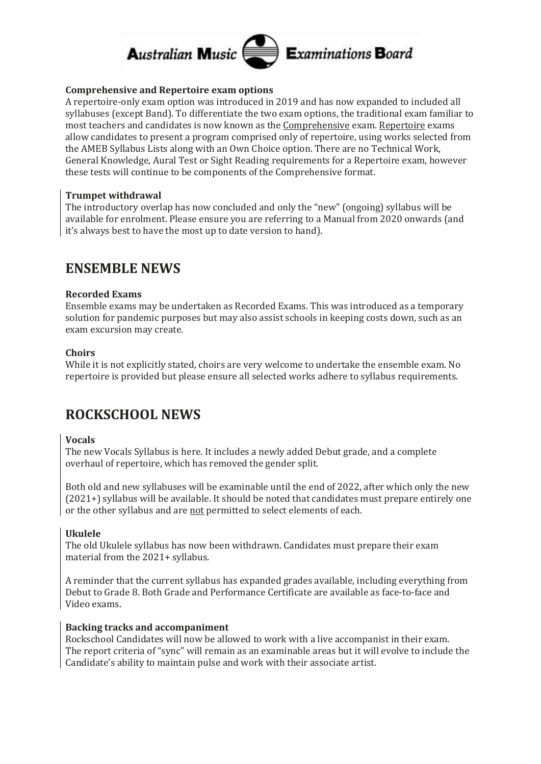### Comprehensive and Repertoire exam options

A repertoire-only exam option was introduced in 2019 and has now expanded to included all syllabuses (except Band). To differentiate the two exam options, the traditional exam familiar to most teachers and candidates is now known as the Comprehensive exam. Repertoire exams allow candidates to present a program comprised only of repertoire, using works selected from the AMEB Syllabus Lists along with an Own Choice option. There are no Technical Work, General Knowledge, Aural Test or Sight Reading requirements for a Repertoire exam, however these tests will continue to be components of the Comprehensive format.

### Trumpet withdrawal

The introductory overlap has now concluded and only the "new" (ongoing) syllabus will be available for enrolment. Please ensure you are referring to a Manual from 2020 onwards (and it's always best to have the most up to date version to hand).

## ENSEMBLE NEWS

### Recorded Exams

Ensemble exams may be undertaken as Recorded Exams. This was introduced as a temporary solution for pandemic purposes but may also assist schools in keeping costs down, such as an exam excursion may create.

### Choirs

While it is not explicitly stated, choirs are very welcome to undertake the ensemble exam. No repertoire is provided but please ensure all selected works adhere to syllabus requirements.

## ROCKSCHOOL NEWS

### Vocals

The new Vocals Syllabus is here. It includes a newly added Debut grade, and a complete overhaul of repertoire, which has removed the gender split.

Both old and new syllabuses will be examinable until the end of 2022, after which only the new (2021+) syllabus will be available. It should be noted that candidates must prepare entirely one or the other syllabus and are not permitted to select elements of each.

### Ukulele

The old Ukulele syllabus has now been withdrawn. Candidates must prepare their exam material from the 2021+ syllabus.

A reminder that the current syllabus has expanded grades available, including everything from Debut to Grade 8. Both Grade and Performance Certificate are available as face-to-face and Video exams.

### Backing tracks and accompaniment

Rockschool Candidates will now be allowed to work with a live accompanist in their exam. The report criteria of "sync" will remain as an examinable areas but it will evolve to include the Candidate's ability to maintain pulse and work with their associate artist.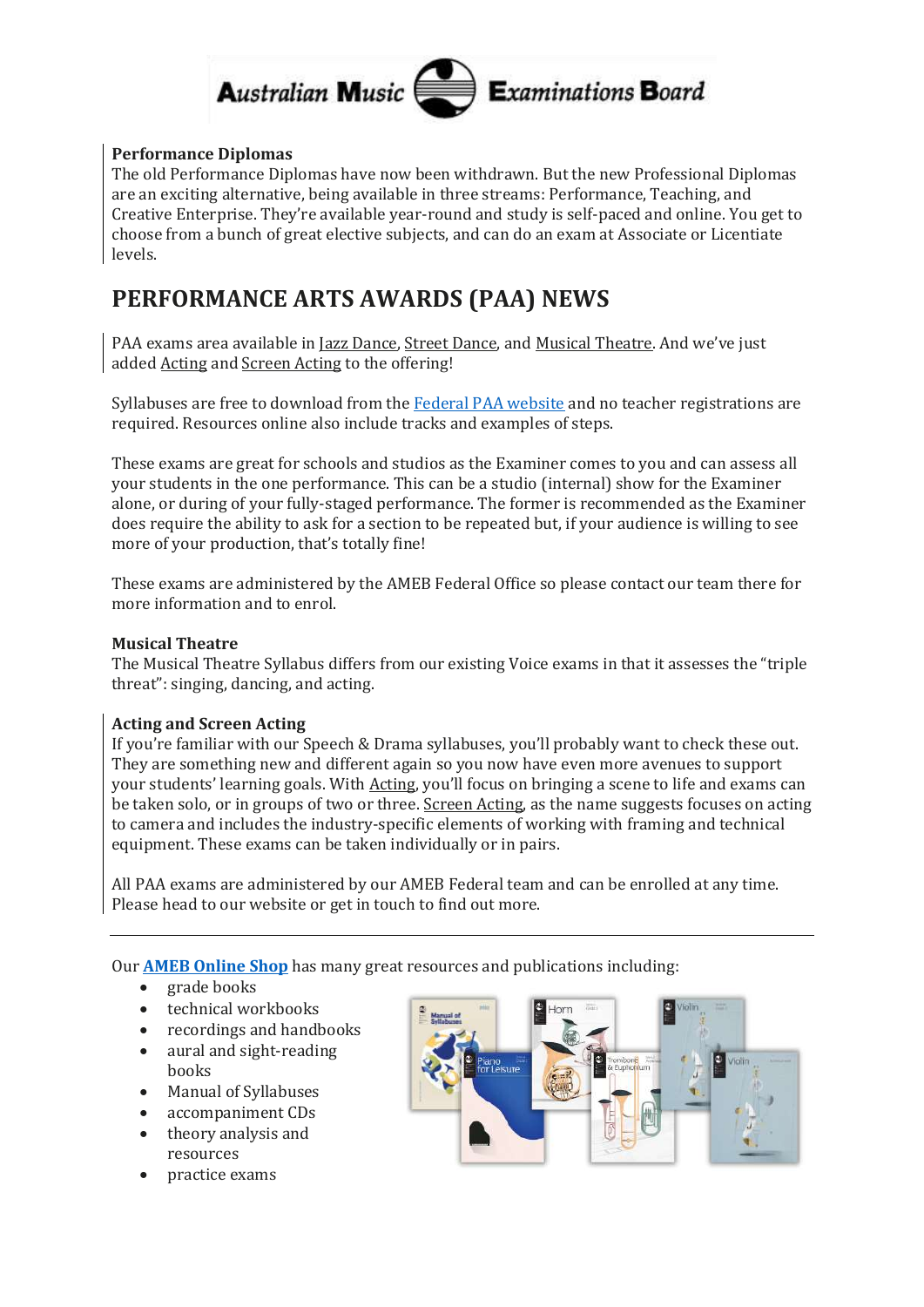**Performance Diplomas**

The old Performance Diplomas have now been withdrawn. But the new Professional Diplomas are an exciting alternative, being available in three streams: Performance, Teaching, and Creative Enterprise. They're available year-round and study is self-paced and online. You get to choose from a bunch of great elective subjects, and can do an exam at Associate or Licentiate levels.

# PERFORMANCE ARTS AWARDS (PAA) NEWS

PAA exams area available in Jazz Dance, Street Dance, and Musical Theatre. And we've just added Acting and Screen Acting to the offering!

Syllabuses are free to download from the Federal PAA website and no teacher registrations are required. Resources online also include tracks and examples of steps.

These exams are great for schools and studios as the Examiner comes to you and can assess all your students in the one performance. This can be a studio (internal) show for the Examiner alone, or during of your fully-staged performance. The former is recommended as the Examiner does require the ability to ask for a section to be repeated but, if your audience is willing to see more of your production, that's totally fine!

These exams are administered by the AMEB Federal Office so please contact our team there for more information and to enrol.

**Musical Theatre**

The Musical Theatre Syllabus differs from our existing Voice exams in that it assesses the "triple threat": singing, dancing, and acting.

**Acting and Screen Acting**

If you're familiar with our Speech & Drama syllabuses, you'll probably want to check these out. They are something new and different again so you now have even more avenues to support your students' learning goals. With Acting, you'll focus on bringing a scene to life and exams can be taken solo, or in groups of two or three. Screen Acting, as the name suggests focuses on acting to camera and includes the industry-specific elements of working with framing and technical equipment. These exams can be taken individually or in pairs.

All PAA exams are administered by our AMEB Federal team and can be enrolled at any time. Please head to our website or get in touch to find out more.

---

Our **AMEB Online Shop** has many great resources and publications including:

- grade books
- technical workbooks
- recordings and handbooks
- aural and sight-reading books
- Manual of Syllabuses
- accompaniment CDs
- theory analysis and resources
- practice exams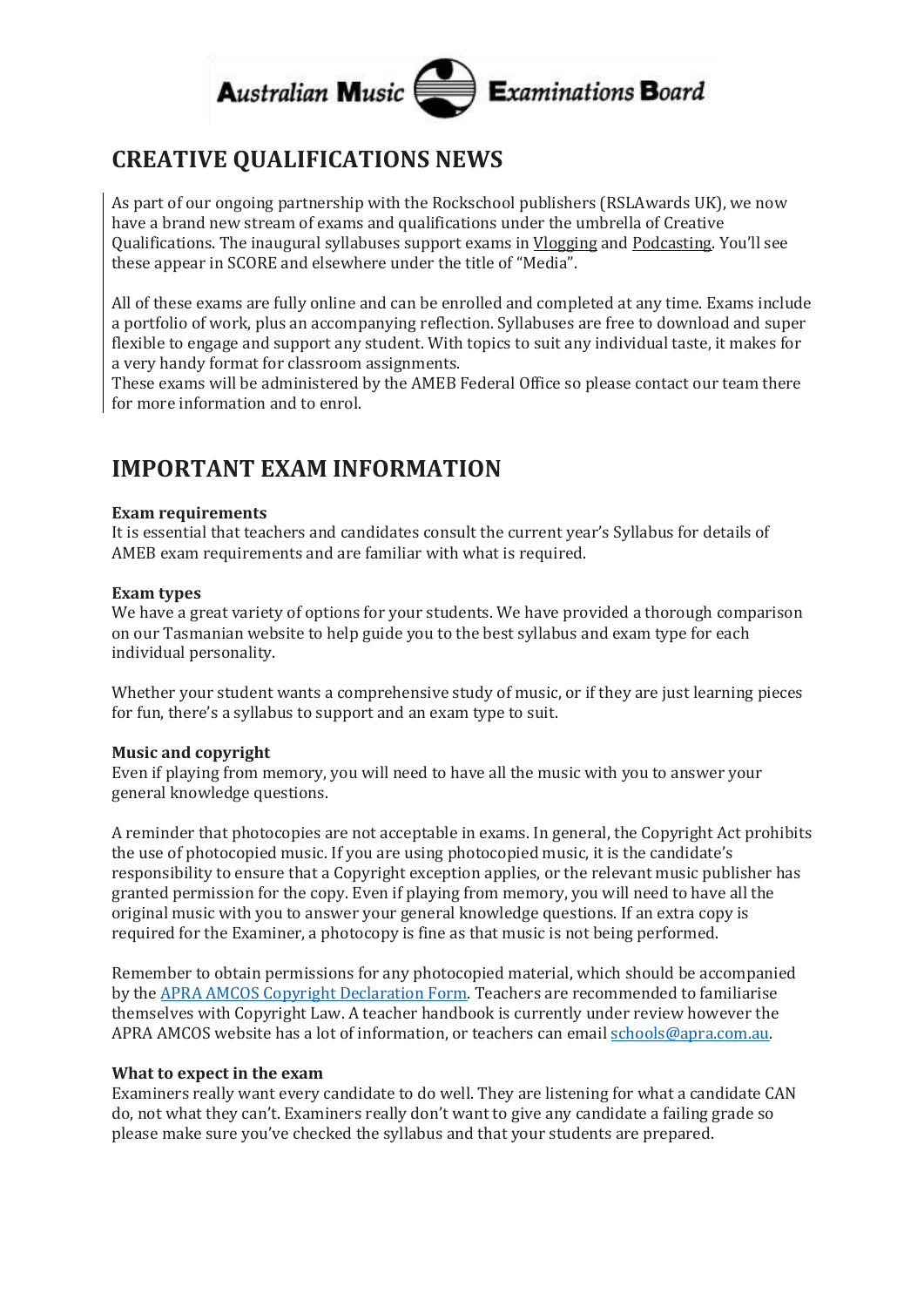# CREATIVE QUALIFICATIONS NEWS

As part of our ongoing partnership with the Rockschool publishers (RSLAwards UK), we now have a brand new stream of exams and qualifications under the umbrella of Creative Qualifications. The inaugural syllabuses support exams in Vlogging and Podcasting. You'll see these appear in SCORE and elsewhere under the title of "Media".

All of these exams are fully online and can be enrolled and completed at any time. Exams include a portfolio of work, plus an accompanying reflection. Syllabuses are free to download and super flexible to engage and support any student. With topics to suit any individual taste, it makes for a very handy format for classroom assignments.
These exams will be administered by the AMEB Federal Office so please contact our team there for more information and to enrol.

# IMPORTANT EXAM INFORMATION

**Exam requirements**
It is essential that teachers and candidates consult the current year's Syllabus for details of AMEB exam requirements and are familiar with what is required.

**Exam types**
We have a great variety of options for your students. We have provided a thorough comparison on our Tasmanian website to help guide you to the best syllabus and exam type for each individual personality.

Whether your student wants a comprehensive study of music, or if they are just learning pieces for fun, there's a syllabus to support and an exam type to suit.

**Music and copyright**
Even if playing from memory, you will need to have all the music with you to answer your general knowledge questions.

A reminder that photocopies are not acceptable in exams. In general, the Copyright Act prohibits the use of photocopied music. If you are using photocopied music, it is the candidate's responsibility to ensure that a Copyright exception applies, or the relevant music publisher has granted permission for the copy. Even if playing from memory, you will need to have all the original music with you to answer your general knowledge questions. If an extra copy is required for the Examiner, a photocopy is fine as that music is not being performed.

Remember to obtain permissions for any photocopied material, which should be accompanied by the APRA AMCOS Copyright Declaration Form. Teachers are recommended to familiarise themselves with Copyright Law. A teacher handbook is currently under review however the APRA AMCOS website has a lot of information, or teachers can email schools@apra.com.au.

**What to expect in the exam**
Examiners really want every candidate to do well. They are listening for what a candidate CAN do, not what they can't. Examiners really don't want to give any candidate a failing grade so please make sure you've checked the syllabus and that your students are prepared.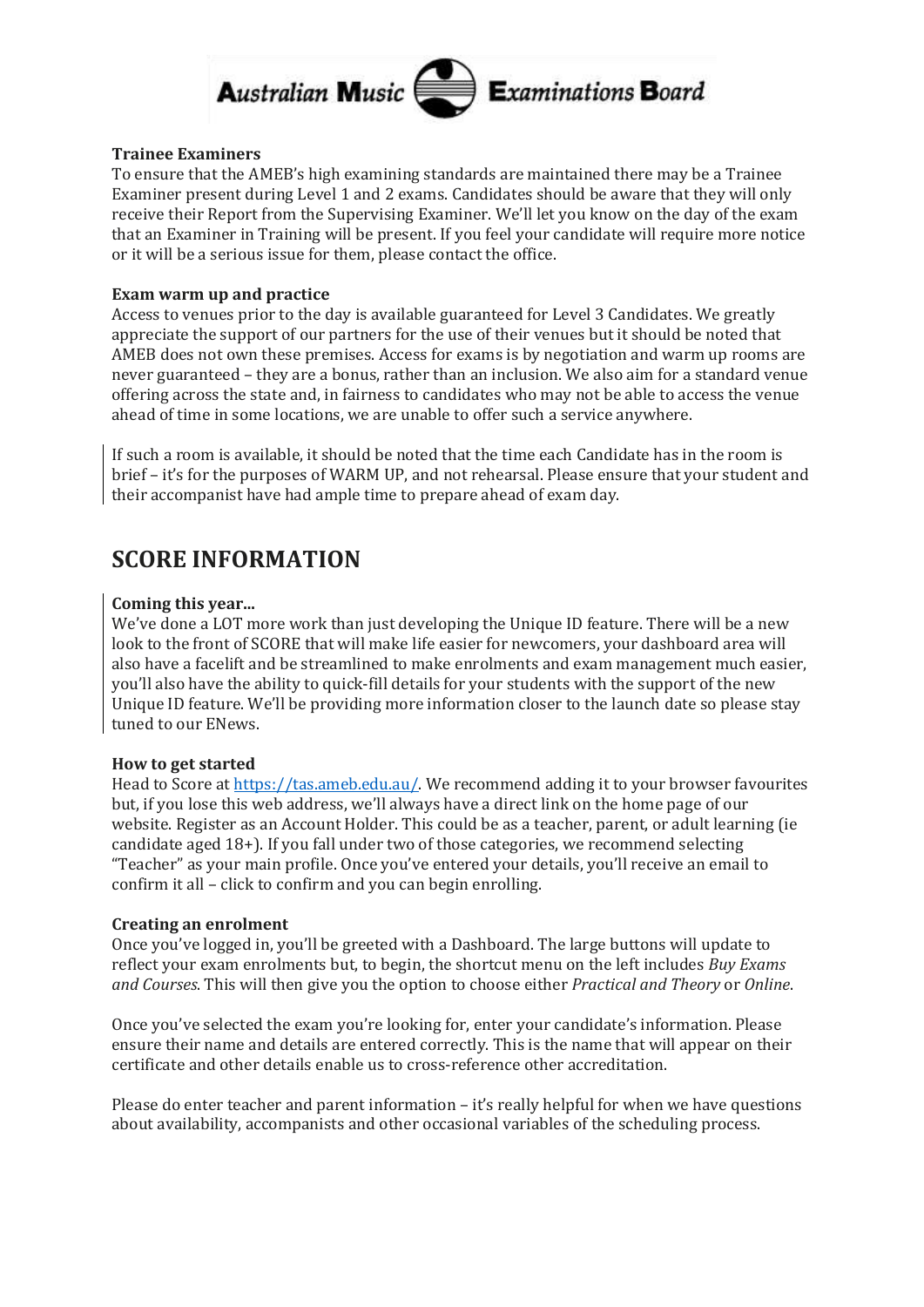**Trainee Examiners**

To ensure that the AMEB's high examining standards are maintained there may be a Trainee Examiner present during Level 1 and 2 exams. Candidates should be aware that they will only receive their Report from the Supervising Examiner. We'll let you know on the day of the exam that an Examiner in Training will be present. If you feel your candidate will require more notice or it will be a serious issue for them, please contact the office.

**Exam warm up and practice**

Access to venues prior to the day is available guaranteed for Level 3 Candidates. We greatly appreciate the support of our partners for the use of their venues but it should be noted that AMEB does not own these premises. Access for exams is by negotiation and warm up rooms are never guaranteed – they are a bonus, rather than an inclusion. We also aim for a standard venue offering across the state and, in fairness to candidates who may not be able to access the venue ahead of time in some locations, we are unable to offer such a service anywhere.

If such a room is available, it should be noted that the time each Candidate has in the room is brief – it's for the purposes of WARM UP, and not rehearsal. Please ensure that your student and their accompanist have had ample time to prepare ahead of exam day.

## SCORE INFORMATION

**Coming this year...**

We've done a LOT more work than just developing the Unique ID feature. There will be a new look to the front of SCORE that will make life easier for newcomers, your dashboard area will also have a facelift and be streamlined to make enrolments and exam management much easier, you'll also have the ability to quick-fill details for your students with the support of the new Unique ID feature. We'll be providing more information closer to the launch date so please stay tuned to our ENews.

**How to get started**

Head to Score at https://tas.ameb.edu.au/. We recommend adding it to your browser favourites but, if you lose this web address, we'll always have a direct link on the home page of our website. Register as an Account Holder. This could be as a teacher, parent, or adult learning (ie candidate aged 18+). If you fall under two of those categories, we recommend selecting "Teacher" as your main profile. Once you've entered your details, you'll receive an email to confirm it all – click to confirm and you can begin enrolling.

**Creating an enrolment**

Once you've logged in, you'll be greeted with a Dashboard. The large buttons will update to reflect your exam enrolments but, to begin, the shortcut menu on the left includes *Buy Exams and Courses*. This will then give you the option to choose either *Practical and Theory* or *Online*.

Once you've selected the exam you're looking for, enter your candidate's information. Please ensure their name and details are entered correctly. This is the name that will appear on their certificate and other details enable us to cross-reference other accreditation.

Please do enter teacher and parent information – it's really helpful for when we have questions about availability, accompanists and other occasional variables of the scheduling process.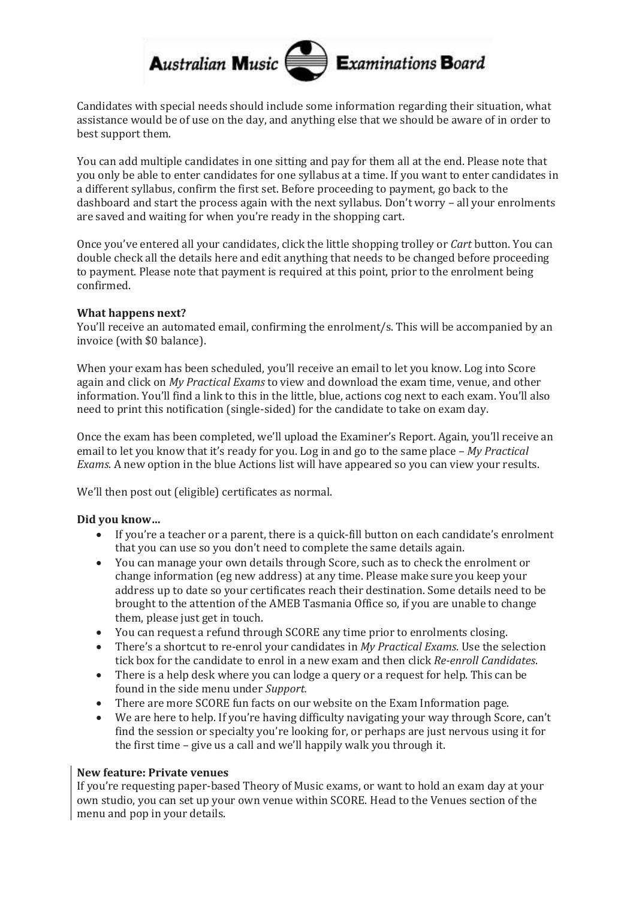Candidates with special needs should include some information regarding their situation, what assistance would be of use on the day, and anything else that we should be aware of in order to best support them.

You can add multiple candidates in one sitting and pay for them all at the end. Please note that you only be able to enter candidates for one syllabus at a time. If you want to enter candidates in a different syllabus, confirm the first set. Before proceeding to payment, go back to the dashboard and start the process again with the next syllabus. Don't worry – all your enrolments are saved and waiting for when you're ready in the shopping cart.

Once you've entered all your candidates, click the little shopping trolley or *Cart* button. You can double check all the details here and edit anything that needs to be changed before proceeding to payment. Please note that payment is required at this point, prior to the enrolment being confirmed.

**What happens next?**

You'll receive an automated email, confirming the enrolment/s. This will be accompanied by an invoice (with $0 balance).

When your exam has been scheduled, you'll receive an email to let you know. Log into Score again and click on *My Practical Exams* to view and download the exam time, venue, and other information. You'll find a link to this in the little, blue, actions cog next to each exam. You'll also need to print this notification (single-sided) for the candidate to take on exam day.

Once the exam has been completed, we'll upload the Examiner's Report. Again, you'll receive an email to let you know that it's ready for you. Log in and go to the same place – *My Practical Exams*. A new option in the blue Actions list will have appeared so you can view your results.

We'll then post out (eligible) certificates as normal.

**Did you know…**

- If you're a teacher or a parent, there is a quick-fill button on each candidate's enrolment that you can use so you don't need to complete the same details again.
- You can manage your own details through Score, such as to check the enrolment or change information (eg new address) at any time. Please make sure you keep your address up to date so your certificates reach their destination. Some details need to be brought to the attention of the AMEB Tasmania Office so, if you are unable to change them, please just get in touch.
- You can request a refund through SCORE any time prior to enrolments closing.
- There's a shortcut to re-enrol your candidates in *My Practical Exams*. Use the selection tick box for the candidate to enrol in a new exam and then click *Re-enroll Candidates*.
- There is a help desk where you can lodge a query or a request for help. This can be found in the side menu under *Support*.
- There are more SCORE fun facts on our website on the Exam Information page.
- We are here to help. If you're having difficulty navigating your way through Score, can't find the session or specialty you're looking for, or perhaps are just nervous using it for the first time – give us a call and we'll happily walk you through it.

**New feature: Private venues**

If you're requesting paper-based Theory of Music exams, or want to hold an exam day at your own studio, you can set up your own venue within SCORE. Head to the Venues section of the menu and pop in your details.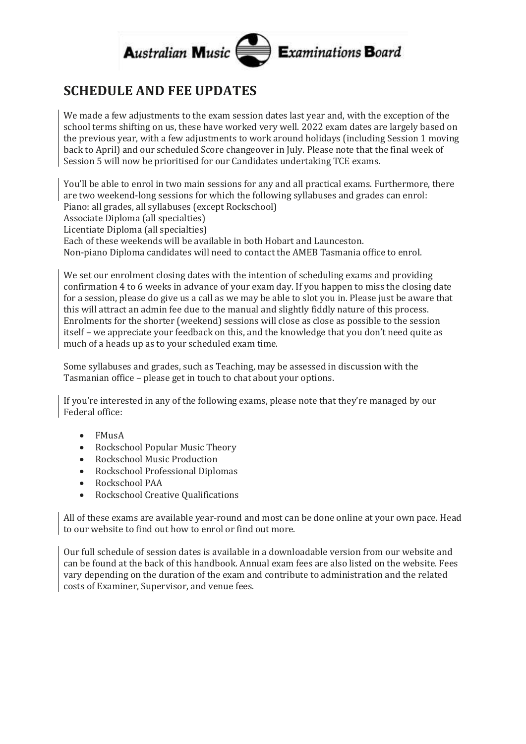# SCHEDULE AND FEE UPDATES

We made a few adjustments to the exam session dates last year and, with the exception of the school terms shifting on us, these have worked very well. 2022 exam dates are largely based on the previous year, with a few adjustments to work around holidays (including Session 1 moving back to April) and our scheduled Score changeover in July. Please note that the final week of Session 5 will now be prioritised for our Candidates undertaking TCE exams.

You'll be able to enrol in two main sessions for any and all practical exams. Furthermore, there are two weekend-long sessions for which the following syllabuses and grades can enrol:
Piano: all grades, all syllabuses (except Rockschool)
Associate Diploma (all specialties)
Licentiate Diploma (all specialties)
Each of these weekends will be available in both Hobart and Launceston.
Non-piano Diploma candidates will need to contact the AMEB Tasmania office to enrol.

We set our enrolment closing dates with the intention of scheduling exams and providing confirmation 4 to 6 weeks in advance of your exam day. If you happen to miss the closing date for a session, please do give us a call as we may be able to slot you in. Please just be aware that this will attract an admin fee due to the manual and slightly fiddly nature of this process. Enrolments for the shorter (weekend) sessions will close as close as possible to the session itself – we appreciate your feedback on this, and the knowledge that you don't need quite as much of a heads up as to your scheduled exam time.

Some syllabuses and grades, such as Teaching, may be assessed in discussion with the Tasmanian office – please get in touch to chat about your options.

If you're interested in any of the following exams, please note that they're managed by our Federal office:

- FMusA
- Rockschool Popular Music Theory
- Rockschool Music Production
- Rockschool Professional Diplomas
- Rockschool PAA
- Rockschool Creative Qualifications

All of these exams are available year-round and most can be done online at your own pace. Head to our website to find out how to enrol or find out more.

Our full schedule of session dates is available in a downloadable version from our website and can be found at the back of this handbook. Annual exam fees are also listed on the website. Fees vary depending on the duration of the exam and contribute to administration and the related costs of Examiner, Supervisor, and venue fees.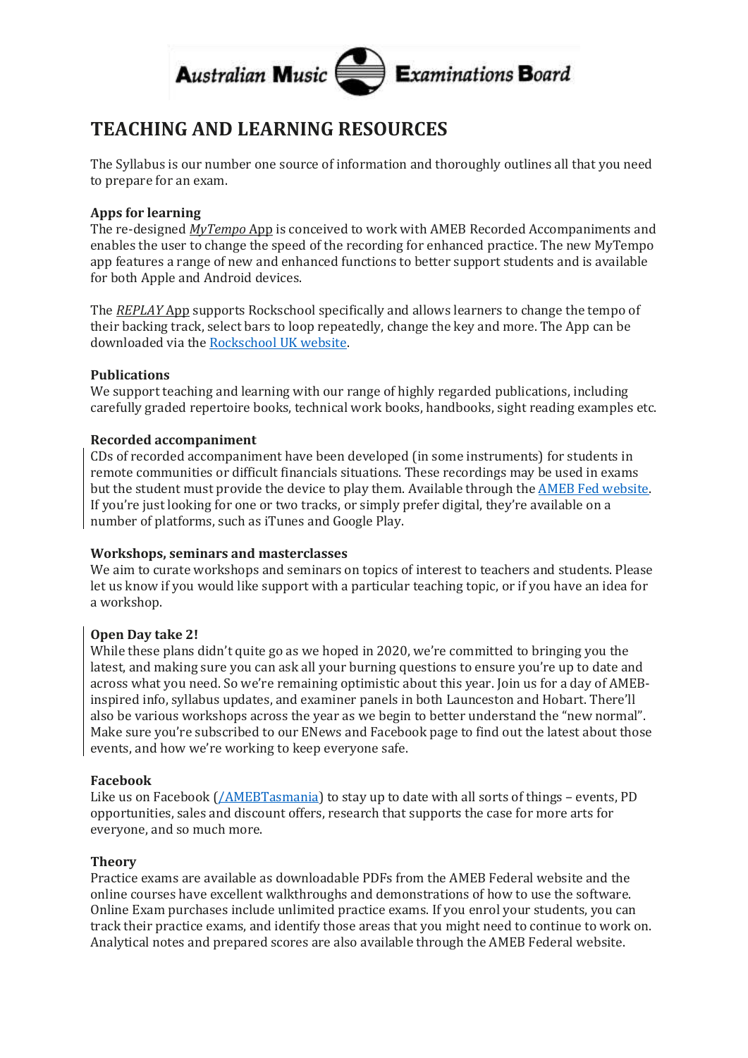Australian Music Examinations Board

# TEACHING AND LEARNING RESOURCES

The Syllabus is our number one source of information and thoroughly outlines all that you need to prepare for an exam.

**Apps for learning**

The re-designed *MyTempo* App is conceived to work with AMEB Recorded Accompaniments and enables the user to change the speed of the recording for enhanced practice. The new MyTempo app features a range of new and enhanced functions to better support students and is available for both Apple and Android devices.

The *REPLAY* App supports Rockschool specifically and allows learners to change the tempo of their backing track, select bars to loop repeatedly, change the key and more. The App can be downloaded via the Rockschool UK website.

**Publications**

We support teaching and learning with our range of highly regarded publications, including carefully graded repertoire books, technical work books, handbooks, sight reading examples etc.

**Recorded accompaniment**

CDs of recorded accompaniment have been developed (in some instruments) for students in remote communities or difficult financials situations. These recordings may be used in exams but the student must provide the device to play them. Available through the AMEB Fed website. If you're just looking for one or two tracks, or simply prefer digital, they're available on a number of platforms, such as iTunes and Google Play.

**Workshops, seminars and masterclasses**

We aim to curate workshops and seminars on topics of interest to teachers and students. Please let us know if you would like support with a particular teaching topic, or if you have an idea for a workshop.

**Open Day take 2!**

While these plans didn't quite go as we hoped in 2020, we're committed to bringing you the latest, and making sure you can ask all your burning questions to ensure you're up to date and across what you need. So we're remaining optimistic about this year. Join us for a day of AMEB-inspired info, syllabus updates, and examiner panels in both Launceston and Hobart. There'll also be various workshops across the year as we begin to better understand the "new normal". Make sure you're subscribed to our ENews and Facebook page to find out the latest about those events, and how we're working to keep everyone safe.

**Facebook**

Like us on Facebook (/AMEBTasmania) to stay up to date with all sorts of things – events, PD opportunities, sales and discount offers, research that supports the case for more arts for everyone, and so much more.

**Theory**

Practice exams are available as downloadable PDFs from the AMEB Federal website and the online courses have excellent walkthroughs and demonstrations of how to use the software. Online Exam purchases include unlimited practice exams. If you enrol your students, you can track their practice exams, and identify those areas that you might need to continue to work on. Analytical notes and prepared scores are also available through the AMEB Federal website.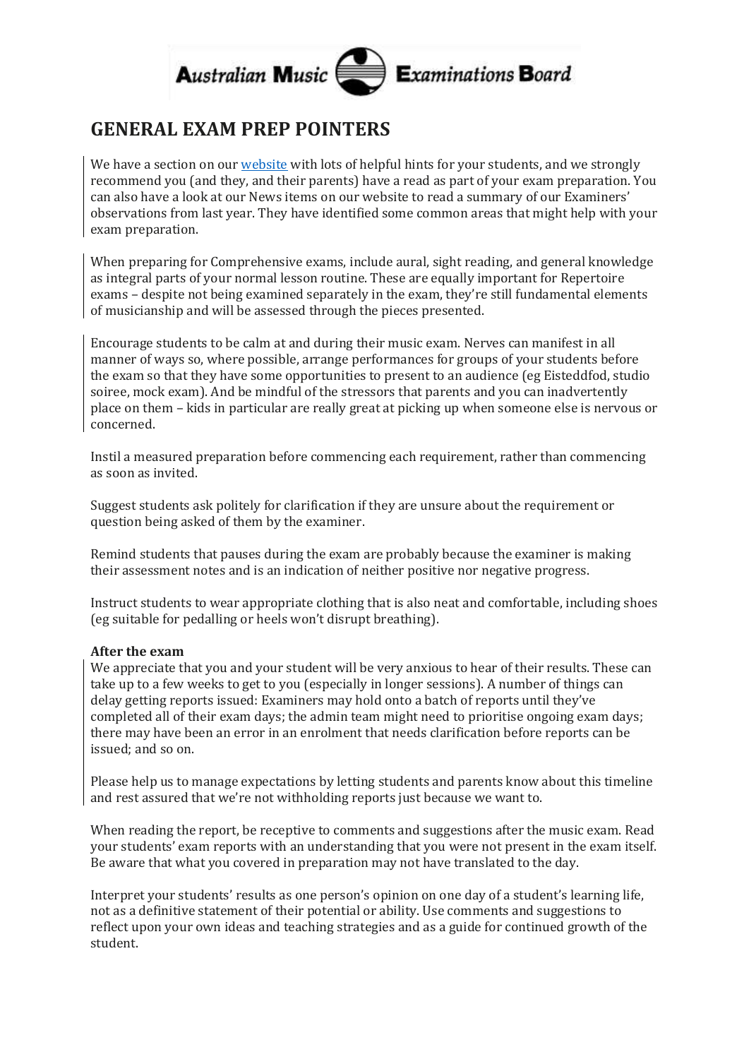# GENERAL EXAM PREP POINTERS

We have a section on our website with lots of helpful hints for your students, and we strongly recommend you (and they, and their parents) have a read as part of your exam preparation. You can also have a look at our News items on our website to read a summary of our Examiners' observations from last year. They have identified some common areas that might help with your exam preparation.

When preparing for Comprehensive exams, include aural, sight reading, and general knowledge as integral parts of your normal lesson routine. These are equally important for Repertoire exams – despite not being examined separately in the exam, they're still fundamental elements of musicianship and will be assessed through the pieces presented.

Encourage students to be calm at and during their music exam. Nerves can manifest in all manner of ways so, where possible, arrange performances for groups of your students before the exam so that they have some opportunities to present to an audience (eg Eisteddfod, studio soiree, mock exam). And be mindful of the stressors that parents and you can inadvertently place on them – kids in particular are really great at picking up when someone else is nervous or concerned.

Instil a measured preparation before commencing each requirement, rather than commencing as soon as invited.

Suggest students ask politely for clarification if they are unsure about the requirement or question being asked of them by the examiner.

Remind students that pauses during the exam are probably because the examiner is making their assessment notes and is an indication of neither positive nor negative progress.

Instruct students to wear appropriate clothing that is also neat and comfortable, including shoes (eg suitable for pedalling or heels won't disrupt breathing).

**After the exam**

We appreciate that you and your student will be very anxious to hear of their results. These can take up to a few weeks to get to you (especially in longer sessions). A number of things can delay getting reports issued: Examiners may hold onto a batch of reports until they've completed all of their exam days; the admin team might need to prioritise ongoing exam days; there may have been an error in an enrolment that needs clarification before reports can be issued; and so on.

Please help us to manage expectations by letting students and parents know about this timeline and rest assured that we're not withholding reports just because we want to.

When reading the report, be receptive to comments and suggestions after the music exam. Read your students' exam reports with an understanding that you were not present in the exam itself. Be aware that what you covered in preparation may not have translated to the day.

Interpret your students' results as one person's opinion on one day of a student's learning life, not as a definitive statement of their potential or ability. Use comments and suggestions to reflect upon your own ideas and teaching strategies and as a guide for continued growth of the student.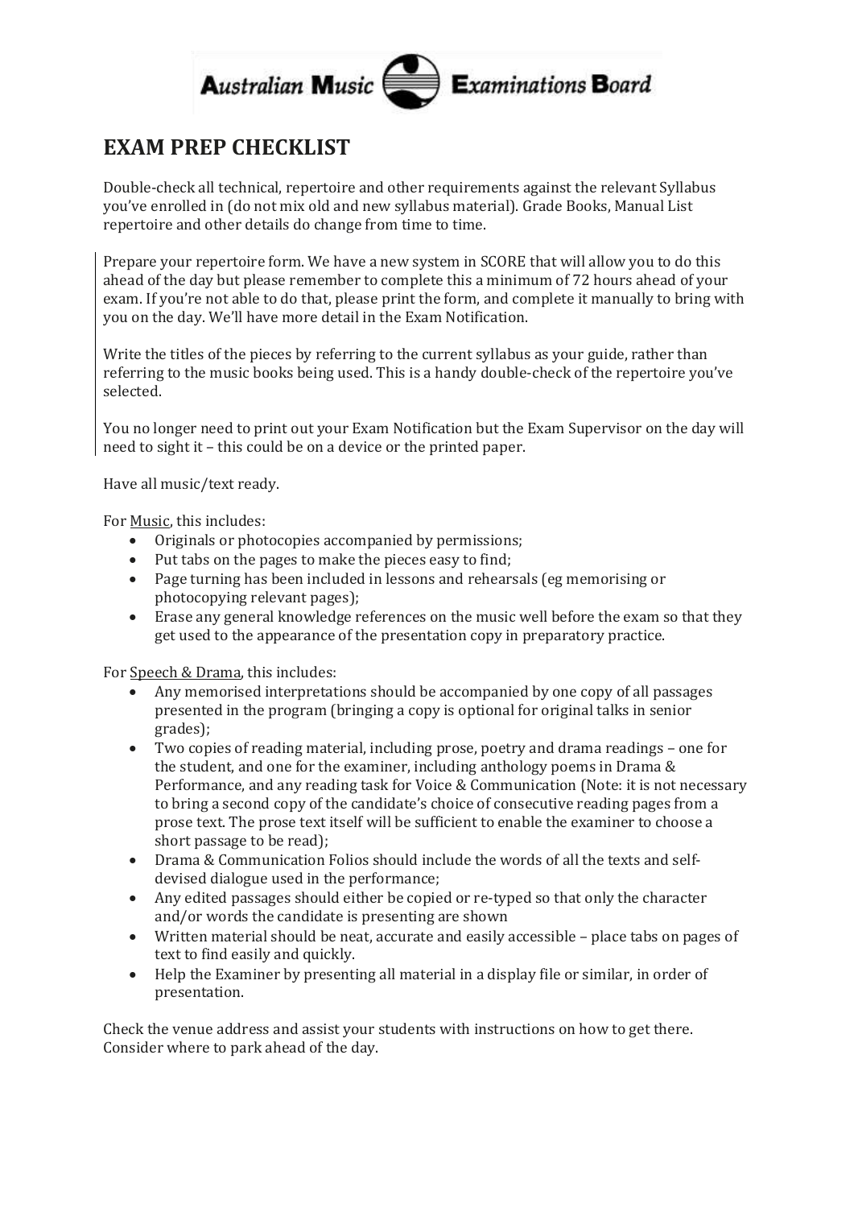Australian Music Examinations Board

# EXAM PREP CHECKLIST

Double-check all technical, repertoire and other requirements against the relevant Syllabus you've enrolled in (do not mix old and new syllabus material). Grade Books, Manual List repertoire and other details do change from time to time.

Prepare your repertoire form. We have a new system in SCORE that will allow you to do this ahead of the day but please remember to complete this a minimum of 72 hours ahead of your exam. If you're not able to do that, please print the form, and complete it manually to bring with you on the day. We'll have more detail in the Exam Notification.

Write the titles of the pieces by referring to the current syllabus as your guide, rather than referring to the music books being used. This is a handy double-check of the repertoire you've selected.

You no longer need to print out your Exam Notification but the Exam Supervisor on the day will need to sight it – this could be on a device or the printed paper.

Have all music/text ready.

For Music, this includes:

- Originals or photocopies accompanied by permissions;
- Put tabs on the pages to make the pieces easy to find;
- Page turning has been included in lessons and rehearsals (eg memorising or photocopying relevant pages);
- Erase any general knowledge references on the music well before the exam so that they get used to the appearance of the presentation copy in preparatory practice.

For Speech & Drama, this includes:

- Any memorised interpretations should be accompanied by one copy of all passages presented in the program (bringing a copy is optional for original talks in senior grades);
- Two copies of reading material, including prose, poetry and drama readings – one for the student, and one for the examiner, including anthology poems in Drama & Performance, and any reading task for Voice & Communication (Note: it is not necessary to bring a second copy of the candidate's choice of consecutive reading pages from a prose text. The prose text itself will be sufficient to enable the examiner to choose a short passage to be read);
- Drama & Communication Folios should include the words of all the texts and self-devised dialogue used in the performance;
- Any edited passages should either be copied or re-typed so that only the character and/or words the candidate is presenting are shown
- Written material should be neat, accurate and easily accessible – place tabs on pages of text to find easily and quickly.
- Help the Examiner by presenting all material in a display file or similar, in order of presentation.

Check the venue address and assist your students with instructions on how to get there. Consider where to park ahead of the day.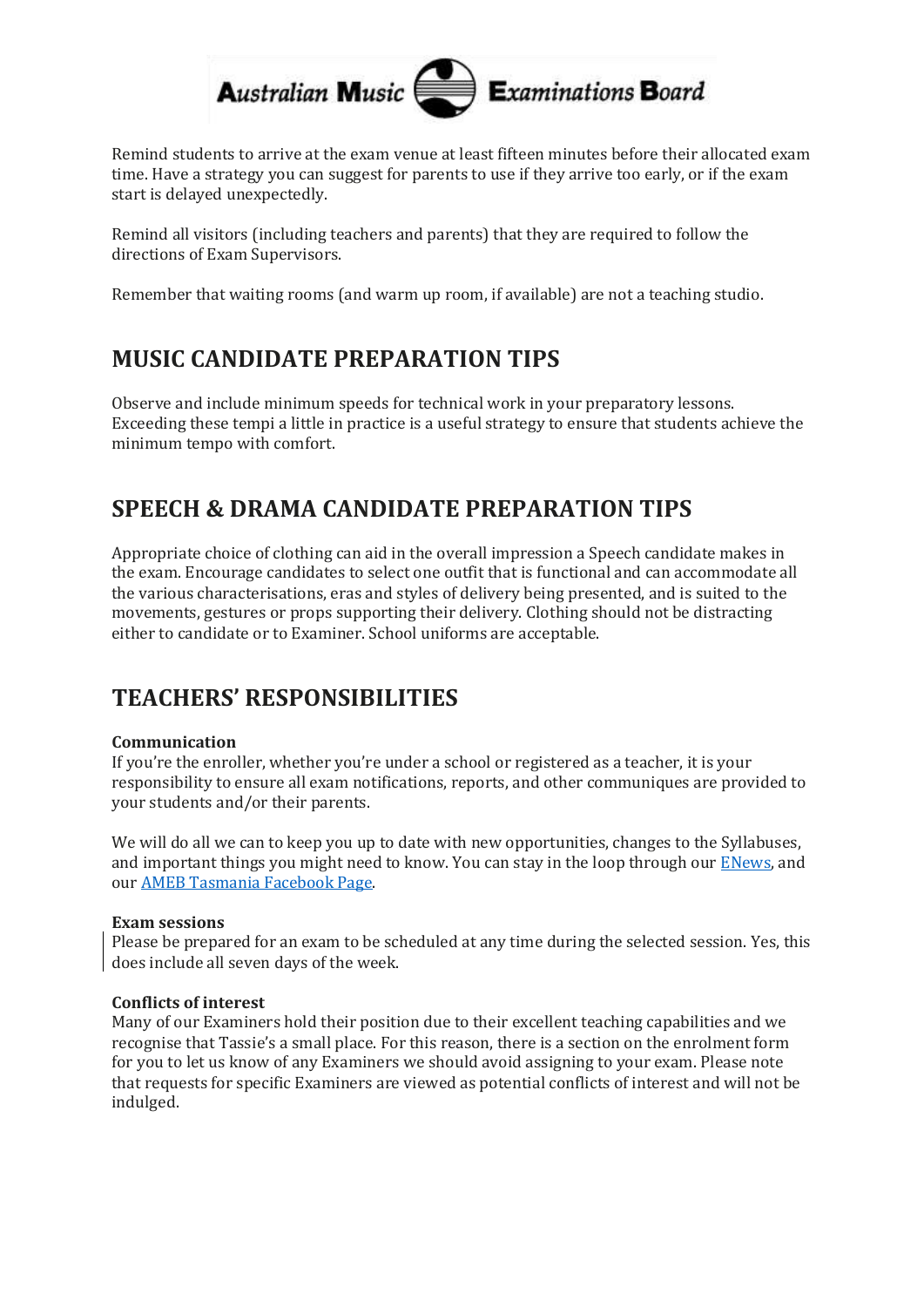Remind students to arrive at the exam venue at least fifteen minutes before their allocated exam time. Have a strategy you can suggest for parents to use if they arrive too early, or if the exam start is delayed unexpectedly.

Remind all visitors (including teachers and parents) that they are required to follow the directions of Exam Supervisors.

Remember that waiting rooms (and warm up room, if available) are not a teaching studio.

## MUSIC CANDIDATE PREPARATION TIPS

Observe and include minimum speeds for technical work in your preparatory lessons. Exceeding these tempi a little in practice is a useful strategy to ensure that students achieve the minimum tempo with comfort.

## SPEECH & DRAMA CANDIDATE PREPARATION TIPS

Appropriate choice of clothing can aid in the overall impression a Speech candidate makes in the exam. Encourage candidates to select one outfit that is functional and can accommodate all the various characterisations, eras and styles of delivery being presented, and is suited to the movements, gestures or props supporting their delivery. Clothing should not be distracting either to candidate or to Examiner. School uniforms are acceptable.

## TEACHERS' RESPONSIBILITIES

**Communication**
If you're the enroller, whether you're under a school or registered as a teacher, it is your responsibility to ensure all exam notifications, reports, and other communiques are provided to your students and/or their parents.

We will do all we can to keep you up to date with new opportunities, changes to the Syllabuses, and important things you might need to know. You can stay in the loop through our [ENews](), and our [AMEB Tasmania Facebook Page]().

**Exam sessions**
Please be prepared for an exam to be scheduled at any time during the selected session. Yes, this does include all seven days of the week.

**Conflicts of interest**
Many of our Examiners hold their position due to their excellent teaching capabilities and we recognise that Tassie's a small place. For this reason, there is a section on the enrolment form for you to let us know of any Examiners we should avoid assigning to your exam. Please note that requests for specific Examiners are viewed as potential conflicts of interest and will not be indulged.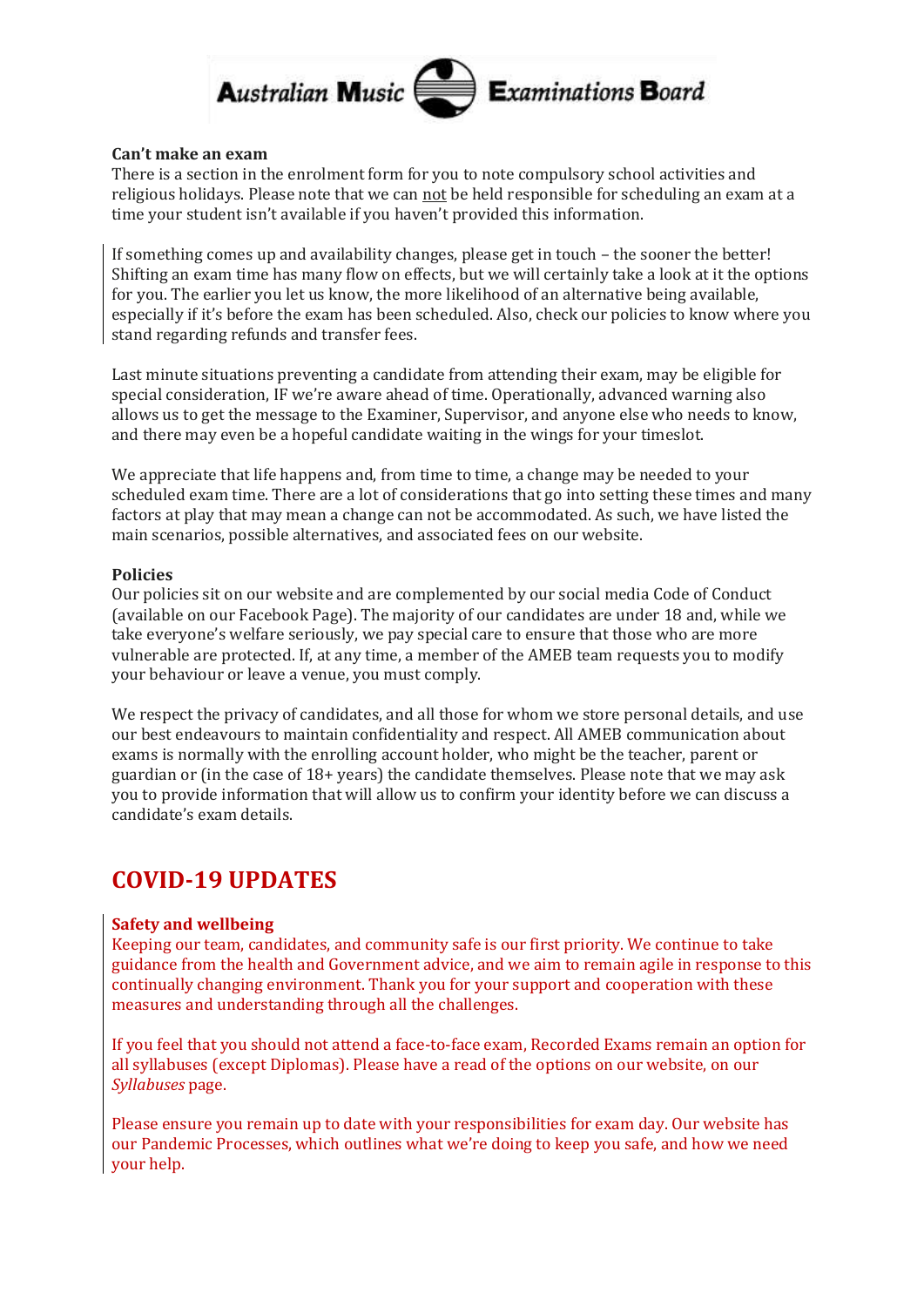**Can't make an exam**

There is a section in the enrolment form for you to note compulsory school activities and religious holidays. Please note that we can not be held responsible for scheduling an exam at a time your student isn't available if you haven't provided this information.

If something comes up and availability changes, please get in touch – the sooner the better! Shifting an exam time has many flow on effects, but we will certainly take a look at it the options for you. The earlier you let us know, the more likelihood of an alternative being available, especially if it's before the exam has been scheduled. Also, check our policies to know where you stand regarding refunds and transfer fees.

Last minute situations preventing a candidate from attending their exam, may be eligible for special consideration, IF we're aware ahead of time. Operationally, advanced warning also allows us to get the message to the Examiner, Supervisor, and anyone else who needs to know, and there may even be a hopeful candidate waiting in the wings for your timeslot.

We appreciate that life happens and, from time to time, a change may be needed to your scheduled exam time. There are a lot of considerations that go into setting these times and many factors at play that may mean a change can not be accommodated. As such, we have listed the main scenarios, possible alternatives, and associated fees on our website.

**Policies**

Our policies sit on our website and are complemented by our social media Code of Conduct (available on our Facebook Page). The majority of our candidates are under 18 and, while we take everyone's welfare seriously, we pay special care to ensure that those who are more vulnerable are protected. If, at any time, a member of the AMEB team requests you to modify your behaviour or leave a venue, you must comply.

We respect the privacy of candidates, and all those for whom we store personal details, and use our best endeavours to maintain confidentiality and respect. All AMEB communication about exams is normally with the enrolling account holder, who might be the teacher, parent or guardian or (in the case of 18+ years) the candidate themselves. Please note that we may ask you to provide information that will allow us to confirm your identity before we can discuss a candidate's exam details.

## COVID-19 UPDATES

**Safety and wellbeing**

Keeping our team, candidates, and community safe is our first priority. We continue to take guidance from the health and Government advice, and we aim to remain agile in response to this continually changing environment. Thank you for your support and cooperation with these measures and understanding through all the challenges.

If you feel that you should not attend a face-to-face exam, Recorded Exams remain an option for all syllabuses (except Diplomas). Please have a read of the options on our website, on our *Syllabuses* page.

Please ensure you remain up to date with your responsibilities for exam day. Our website has our Pandemic Processes, which outlines what we're doing to keep you safe, and how we need your help.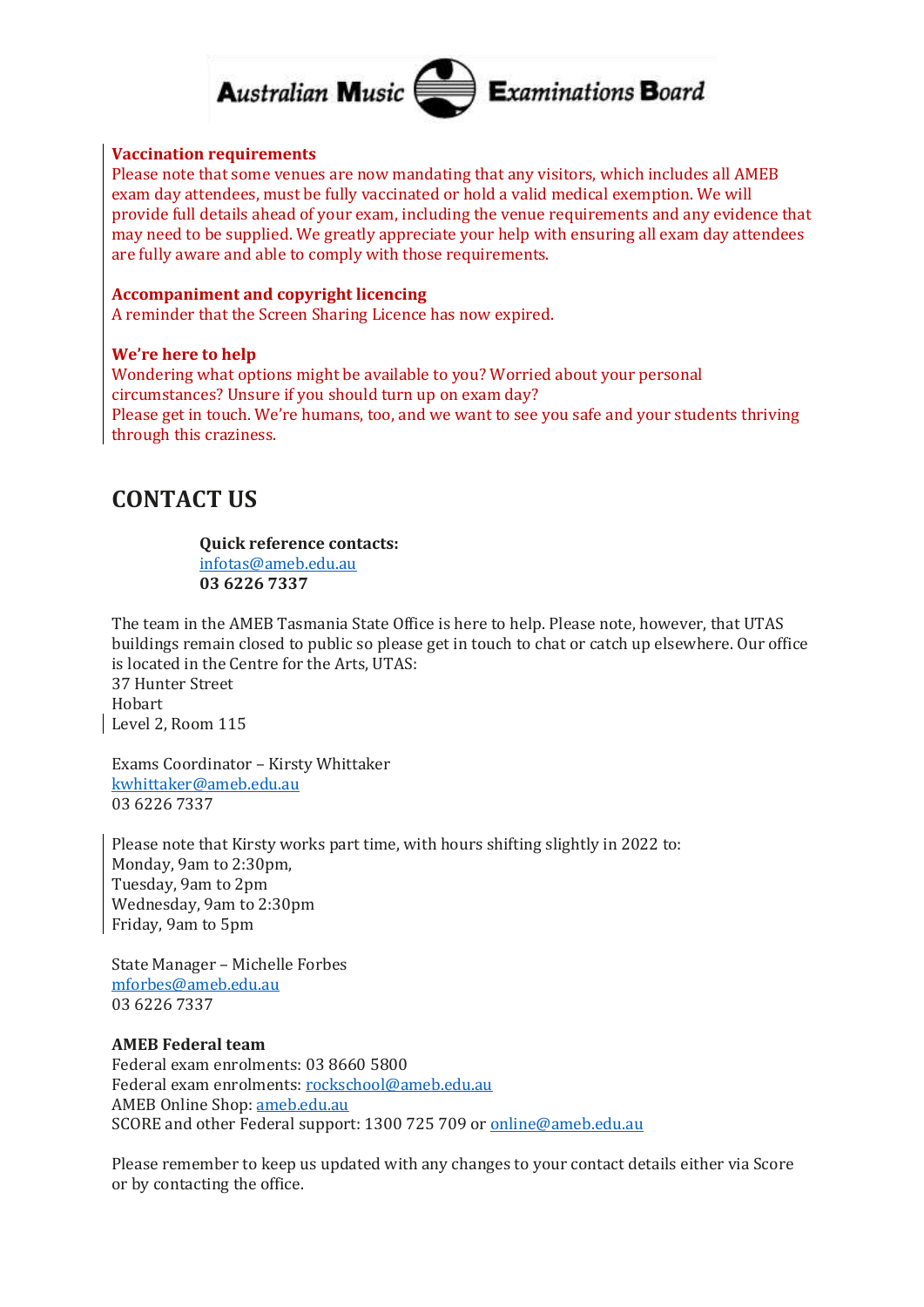**Vaccination requirements**

Please note that some venues are now mandating that any visitors, which includes all AMEB exam day attendees, must be fully vaccinated or hold a valid medical exemption. We will provide full details ahead of your exam, including the venue requirements and any evidence that may need to be supplied. We greatly appreciate your help with ensuring all exam day attendees are fully aware and able to comply with those requirements.

**Accompaniment and copyright licencing**

A reminder that the Screen Sharing Licence has now expired.

**We're here to help**

Wondering what options might be available to you? Worried about your personal circumstances? Unsure if you should turn up on exam day?
Please get in touch. We're humans, too, and we want to see you safe and your students thriving through this craziness.

## CONTACT US

**Quick reference contacts:**
infotas@ameb.edu.au
**03 6226 7337**

The team in the AMEB Tasmania State Office is here to help. Please note, however, that UTAS buildings remain closed to public so please get in touch to chat or catch up elsewhere. Our office is located in the Centre for the Arts, UTAS:
37 Hunter Street
Hobart
Level 2, Room 115

Exams Coordinator – Kirsty Whittaker
kwhittaker@ameb.edu.au
03 6226 7337

Please note that Kirsty works part time, with hours shifting slightly in 2022 to:
Monday, 9am to 2:30pm,
Tuesday, 9am to 2pm
Wednesday, 9am to 2:30pm
Friday, 9am to 5pm

State Manager – Michelle Forbes
mforbes@ameb.edu.au
03 6226 7337

**AMEB Federal team**
Federal exam enrolments: 03 8660 5800
Federal exam enrolments: rockschool@ameb.edu.au
AMEB Online Shop: ameb.edu.au
SCORE and other Federal support: 1300 725 709 or online@ameb.edu.au

Please remember to keep us updated with any changes to your contact details either via Score or by contacting the office.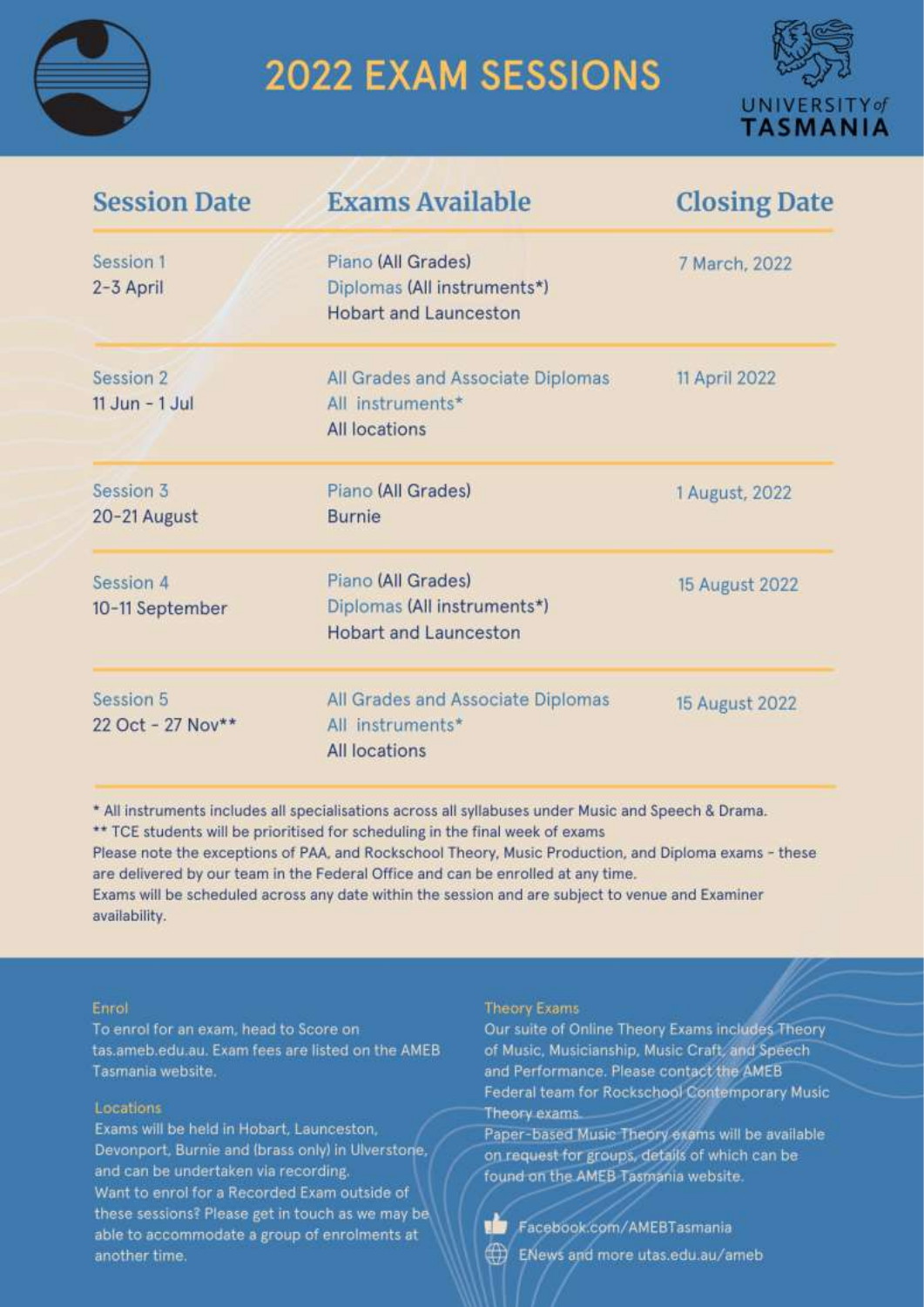# 2022 EXAM SESSIONS

UNIVERSITY of TASMANIA

| Session Date | Exams Available | Closing Date |
| --- | --- | --- |
| Session 1<br>2-3 April | Piano (All Grades)<br>Diplomas (All instruments*)<br>Hobart and Launceston | 7 March, 2022 |
| Session 2<br>11 Jun - 1 Jul | All Grades and Associate Diplomas<br>All instruments*<br>All locations | 11 April 2022 |
| Session 3<br>20-21 August | Piano (All Grades)<br>Burnie | 1 August, 2022 |
| Session 4<br>10-11 September | Piano (All Grades)<br>Diplomas (All instruments*)<br>Hobart and Launceston | 15 August 2022 |
| Session 5<br>22 Oct - 27 Nov** | All Grades and Associate Diplomas<br>All instruments*<br>All locations | 15 August 2022 |

* All instruments includes all specialisations across all syllabuses under Music and Speech & Drama.
** TCE students will be prioritised for scheduling in the final week of exams

Please note the exceptions of PAA, and Rockschool Theory, Music Production, and Diploma exams - these are delivered by our team in the Federal Office and can be enrolled at any time.

Exams will be scheduled across any date within the session and are subject to venue and Examiner availability.

### Enrol

To enrol for an exam, head to Score on tas.ameb.edu.au. Exam fees are listed on the AMEB Tasmania website.

### Locations

Exams will be held in Hobart, Launceston, Devonport, Burnie and (brass only) in Ulverstone, and can be undertaken via recording.

Want to enrol for a Recorded Exam outside of these sessions? Please get in touch as we may be able to accommodate a group of enrolments at another time.

### Theory Exams

Our suite of Online Theory Exams includes Theory of Music, Musicianship, Music Craft, and Speech and Performance. Please contact the AMEB Federal team for Rockschool Contemporary Music Theory exams.

Paper-based Music Theory exams will be available on request for groups, details of which can be found on the AMEB Tasmania website.

Facebook.com/AMEBTasmania

ENews and more utas.edu.au/ameb